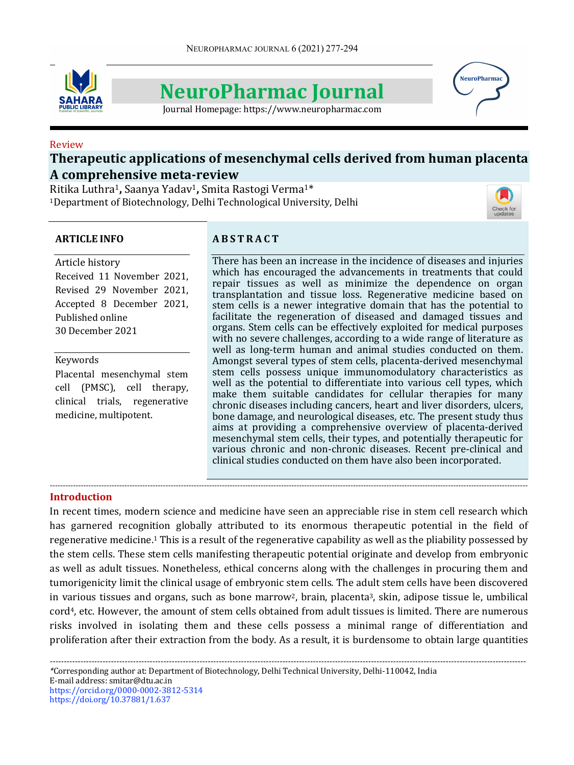Review

# Therapeutic applications of mesenchymal cells derived from human placenta A comprehensive meta-review

Ritika Luthra[1], Saanya Yadav[1], Smita Rastogi Verma[1]*

[1]Department of Biotechnology, Delhi Technological University, Delhi

**ARTICLE INFO**

Article history

Received 11 November 2021,
Revised 29 November 2021,
Accepted 8 December 2021,
Published online
30 December 2021

Keywords

Placental mesenchymal stem cell (PMSC), cell therapy, clinical trials, regenerative medicine, multipotent.

**ABSTRACT**

There has been an increase in the incidence of diseases and injuries which has encouraged the advancements in treatments that could repair tissues as well as minimize the dependence on organ transplantation and tissue loss. Regenerative medicine based on stem cells is a newer integrative domain that has the potential to facilitate the regeneration of diseased and damaged tissues and organs. Stem cells can be effectively exploited for medical purposes with no severe challenges, according to a wide range of literature as well as long-term human and animal studies conducted on them. Amongst several types of stem cells, placenta-derived mesenchymal stem cells possess unique immunomodulatory characteristics as well as the potential to differentiate into various cell types, which make them suitable candidates for cellular therapies for many chronic diseases including cancers, heart and liver disorders, ulcers, bone damage, and neurological diseases, etc. The present study thus aims at providing a comprehensive overview of placenta-derived mesenchymal stem cells, their types, and potentially therapeutic for various chronic and non-chronic diseases. Recent pre-clinical and clinical studies conducted on them have also been incorporated.

## Introduction

In recent times, modern science and medicine have seen an appreciable rise in stem cell research which has garnered recognition globally attributed to its enormous therapeutic potential in the field of regenerative medicine.[1] This is a result of the regenerative capability as well as the pliability possessed by the stem cells. These stem cells manifesting therapeutic potential originate and develop from embryonic as well as adult tissues. Nonetheless, ethical concerns along with the challenges in procuring them and tumorigenicity limit the clinical usage of embryonic stem cells. The adult stem cells have been discovered in various tissues and organs, such as bone marrow[2], brain, placenta[3], skin, adipose tissue le, umbilical cord[4], etc. However, the amount of stem cells obtained from adult tissues is limited. There are numerous risks involved in isolating them and these cells possess a minimal range of differentiation and proliferation after their extraction from the body. As a result, it is burdensome to obtain large quantities

*Corresponding author at: Department of Biotechnology, Delhi Technical University, Delhi-110042, India
E-mail address: smitar@dtu.ac.in
https://orcid.org/0000-0002-3812-5314
https://doi.org/10.37881/1.637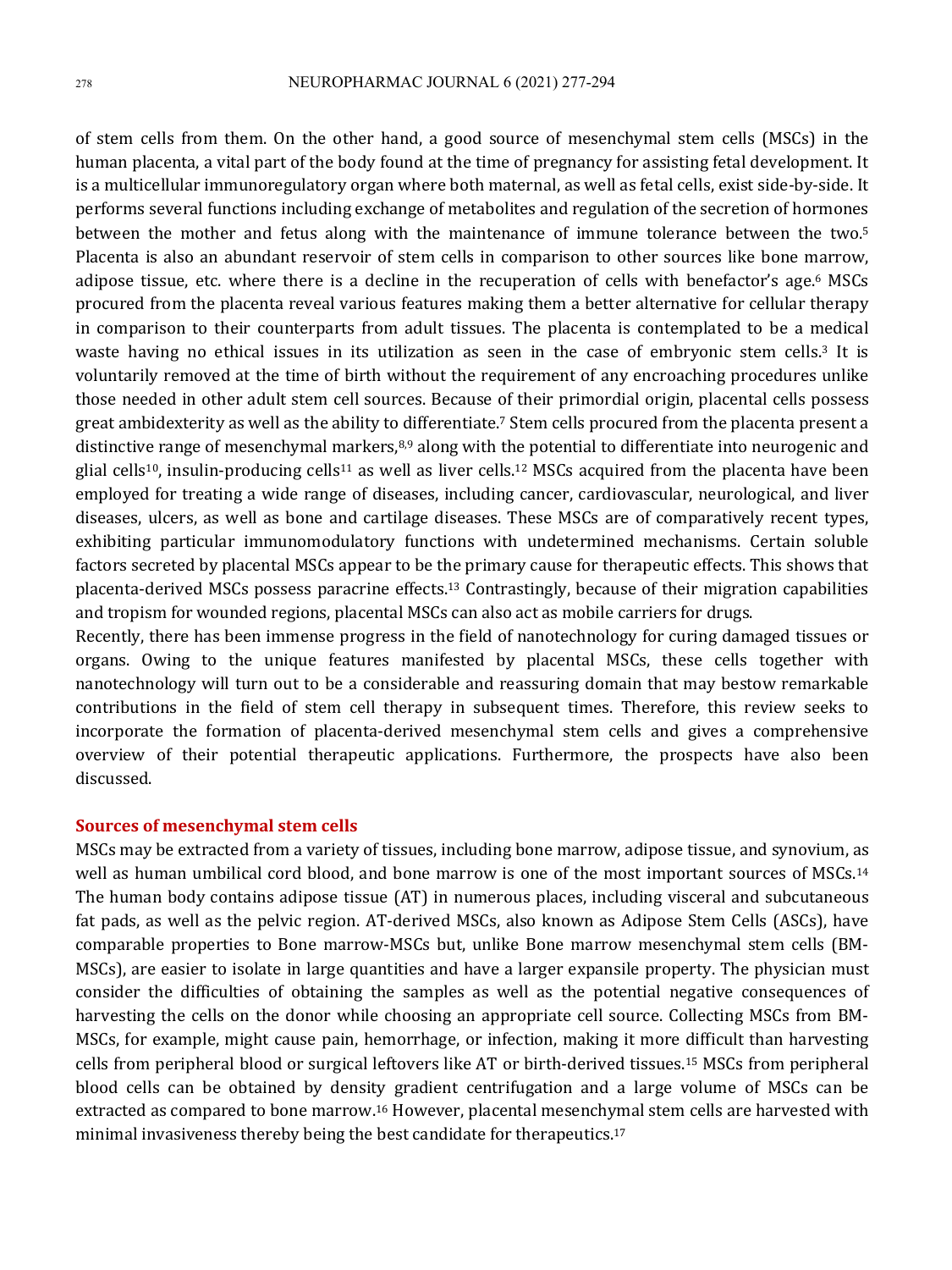of stem cells from them. On the other hand, a good source of mesenchymal stem cells (MSCs) in the human placenta, a vital part of the body found at the time of pregnancy for assisting fetal development. It is a multicellular immunoregulatory organ where both maternal, as well as fetal cells, exist side-by-side. It performs several functions including exchange of metabolites and regulation of the secretion of hormones between the mother and fetus along with the maintenance of immune tolerance between the two.[5] Placenta is also an abundant reservoir of stem cells in comparison to other sources like bone marrow, adipose tissue, etc. where there is a decline in the recuperation of cells with benefactor's age.[6] MSCs procured from the placenta reveal various features making them a better alternative for cellular therapy in comparison to their counterparts from adult tissues. The placenta is contemplated to be a medical waste having no ethical issues in its utilization as seen in the case of embryonic stem cells.[3] It is voluntarily removed at the time of birth without the requirement of any encroaching procedures unlike those needed in other adult stem cell sources. Because of their primordial origin, placental cells possess great ambidexterity as well as the ability to differentiate.[7] Stem cells procured from the placenta present a distinctive range of mesenchymal markers,[8,9] along with the potential to differentiate into neurogenic and glial cells[10], insulin-producing cells[11] as well as liver cells.[12] MSCs acquired from the placenta have been employed for treating a wide range of diseases, including cancer, cardiovascular, neurological, and liver diseases, ulcers, as well as bone and cartilage diseases. These MSCs are of comparatively recent types, exhibiting particular immunomodulatory functions with undetermined mechanisms. Certain soluble factors secreted by placental MSCs appear to be the primary cause for therapeutic effects. This shows that placenta-derived MSCs possess paracrine effects.[13] Contrastingly, because of their migration capabilities and tropism for wounded regions, placental MSCs can also act as mobile carriers for drugs.

Recently, there has been immense progress in the field of nanotechnology for curing damaged tissues or organs. Owing to the unique features manifested by placental MSCs, these cells together with nanotechnology will turn out to be a considerable and reassuring domain that may bestow remarkable contributions in the field of stem cell therapy in subsequent times. Therefore, this review seeks to incorporate the formation of placenta-derived mesenchymal stem cells and gives a comprehensive overview of their potential therapeutic applications. Furthermore, the prospects have also been discussed.

## Sources of mesenchymal stem cells

MSCs may be extracted from a variety of tissues, including bone marrow, adipose tissue, and synovium, as well as human umbilical cord blood, and bone marrow is one of the most important sources of MSCs.[14] The human body contains adipose tissue (AT) in numerous places, including visceral and subcutaneous fat pads, as well as the pelvic region. AT-derived MSCs, also known as Adipose Stem Cells (ASCs), have comparable properties to Bone marrow-MSCs but, unlike Bone marrow mesenchymal stem cells (BM-MSCs), are easier to isolate in large quantities and have a larger expansile property. The physician must consider the difficulties of obtaining the samples as well as the potential negative consequences of harvesting the cells on the donor while choosing an appropriate cell source. Collecting MSCs from BM-MSCs, for example, might cause pain, hemorrhage, or infection, making it more difficult than harvesting cells from peripheral blood or surgical leftovers like AT or birth-derived tissues.[15] MSCs from peripheral blood cells can be obtained by density gradient centrifugation and a large volume of MSCs can be extracted as compared to bone marrow.[16] However, placental mesenchymal stem cells are harvested with minimal invasiveness thereby being the best candidate for therapeutics.[17]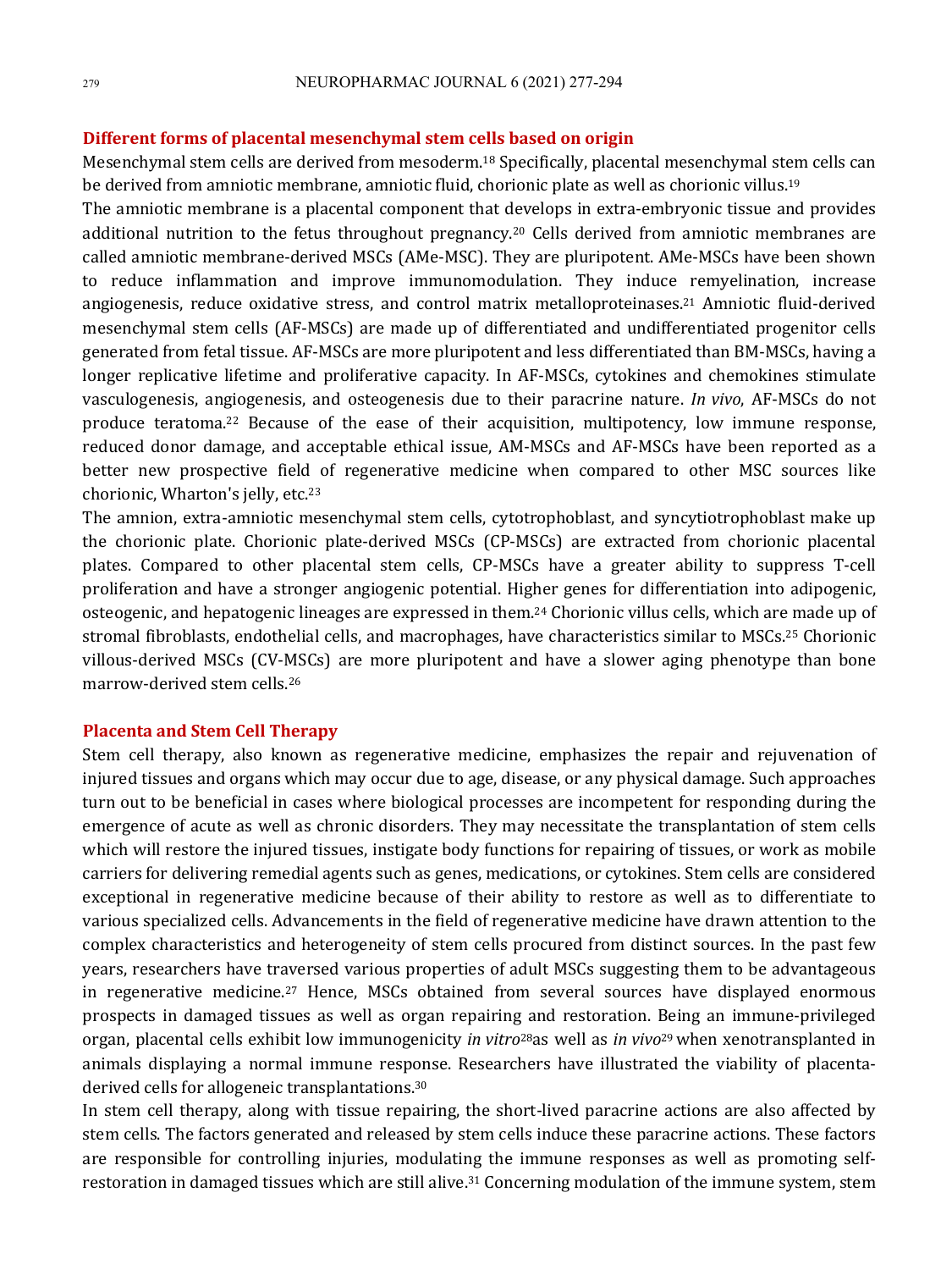## Different forms of placental mesenchymal stem cells based on origin

Mesenchymal stem cells are derived from mesoderm.[18] Specifically, placental mesenchymal stem cells can be derived from amniotic membrane, amniotic fluid, chorionic plate as well as chorionic villus.[19]

The amniotic membrane is a placental component that develops in extra-embryonic tissue and provides additional nutrition to the fetus throughout pregnancy.[20] Cells derived from amniotic membranes are called amniotic membrane-derived MSCs (AMe-MSC). They are pluripotent. AMe-MSCs have been shown to reduce inflammation and improve immunomodulation. They induce remyelination, increase angiogenesis, reduce oxidative stress, and control matrix metalloproteinases.[21] Amniotic fluid-derived mesenchymal stem cells (AF-MSCs) are made up of differentiated and undifferentiated progenitor cells generated from fetal tissue. AF-MSCs are more pluripotent and less differentiated than BM-MSCs, having a longer replicative lifetime and proliferative capacity. In AF-MSCs, cytokines and chemokines stimulate vasculogenesis, angiogenesis, and osteogenesis due to their paracrine nature. *In vivo*, AF-MSCs do not produce teratoma.[22] Because of the ease of their acquisition, multipotency, low immune response, reduced donor damage, and acceptable ethical issue, AM-MSCs and AF-MSCs have been reported as a better new prospective field of regenerative medicine when compared to other MSC sources like chorionic, Wharton's jelly, etc.[23]

The amnion, extra-amniotic mesenchymal stem cells, cytotrophoblast, and syncytiotrophoblast make up the chorionic plate. Chorionic plate-derived MSCs (CP-MSCs) are extracted from chorionic placental plates. Compared to other placental stem cells, CP-MSCs have a greater ability to suppress T-cell proliferation and have a stronger angiogenic potential. Higher genes for differentiation into adipogenic, osteogenic, and hepatogenic lineages are expressed in them.[24] Chorionic villus cells, which are made up of stromal fibroblasts, endothelial cells, and macrophages, have characteristics similar to MSCs.[25] Chorionic villous-derived MSCs (CV-MSCs) are more pluripotent and have a slower aging phenotype than bone marrow-derived stem cells.[26]

## Placenta and Stem Cell Therapy

Stem cell therapy, also known as regenerative medicine, emphasizes the repair and rejuvenation of injured tissues and organs which may occur due to age, disease, or any physical damage. Such approaches turn out to be beneficial in cases where biological processes are incompetent for responding during the emergence of acute as well as chronic disorders. They may necessitate the transplantation of stem cells which will restore the injured tissues, instigate body functions for repairing of tissues, or work as mobile carriers for delivering remedial agents such as genes, medications, or cytokines. Stem cells are considered exceptional in regenerative medicine because of their ability to restore as well as to differentiate to various specialized cells. Advancements in the field of regenerative medicine have drawn attention to the complex characteristics and heterogeneity of stem cells procured from distinct sources. In the past few years, researchers have traversed various properties of adult MSCs suggesting them to be advantageous in regenerative medicine.[27] Hence, MSCs obtained from several sources have displayed enormous prospects in damaged tissues as well as organ repairing and restoration. Being an immune-privileged organ, placental cells exhibit low immunogenicity *in vitro*[28]as well as *in vivo*[29] when xenotransplanted in animals displaying a normal immune response. Researchers have illustrated the viability of placenta-derived cells for allogeneic transplantations.[30]

In stem cell therapy, along with tissue repairing, the short-lived paracrine actions are also affected by stem cells. The factors generated and released by stem cells induce these paracrine actions. These factors are responsible for controlling injuries, modulating the immune responses as well as promoting self-restoration in damaged tissues which are still alive.[31] Concerning modulation of the immune system, stem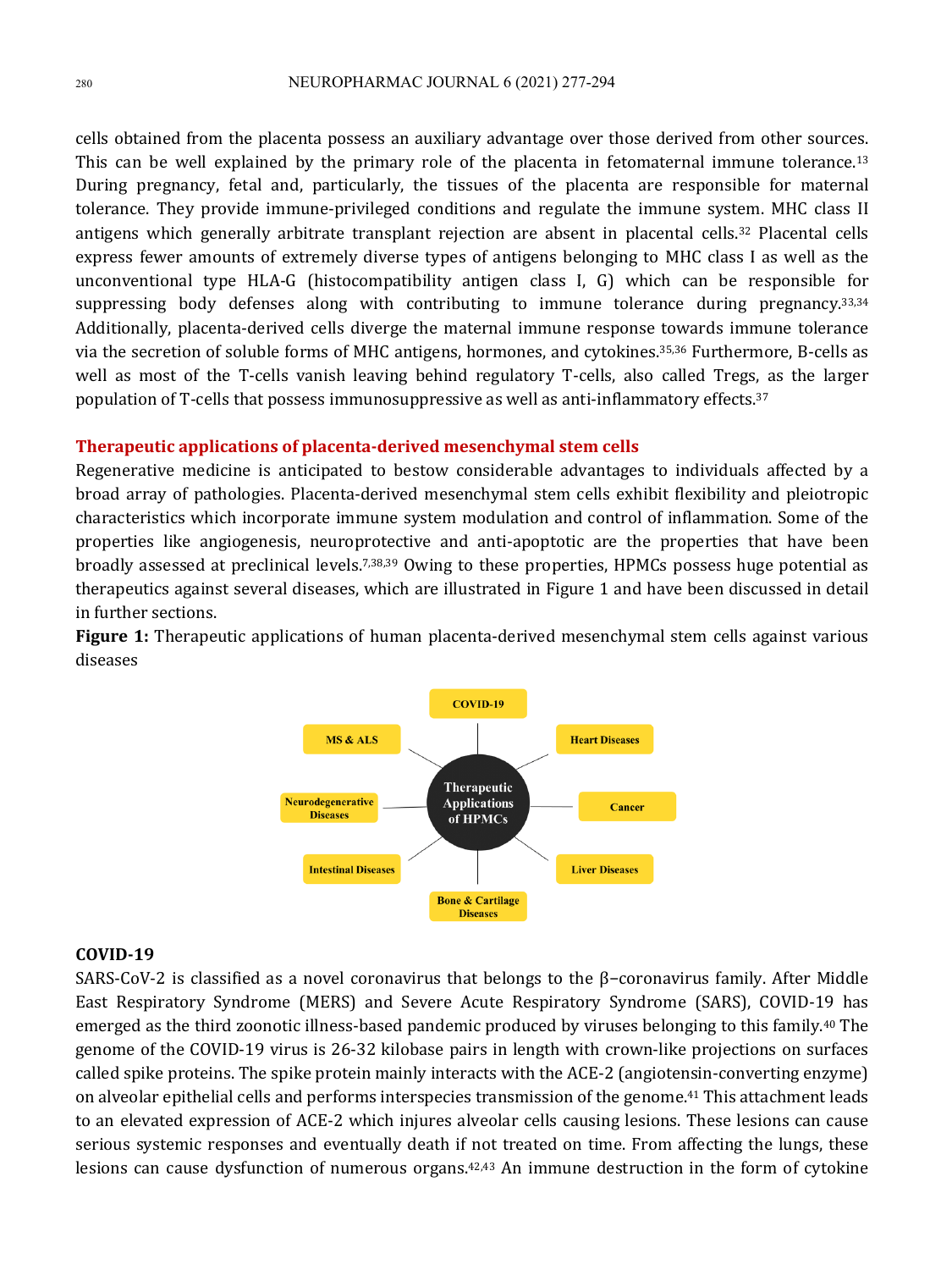cells obtained from the placenta possess an auxiliary advantage over those derived from other sources. This can be well explained by the primary role of the placenta in fetomaternal immune tolerance.[13] During pregnancy, fetal and, particularly, the tissues of the placenta are responsible for maternal tolerance. They provide immune-privileged conditions and regulate the immune system. MHC class II antigens which generally arbitrate transplant rejection are absent in placental cells.[32] Placental cells express fewer amounts of extremely diverse types of antigens belonging to MHC class I as well as the unconventional type HLA-G (histocompatibility antigen class I, G) which can be responsible for suppressing body defenses along with contributing to immune tolerance during pregnancy.[33,34] Additionally, placenta-derived cells diverge the maternal immune response towards immune tolerance via the secretion of soluble forms of MHC antigens, hormones, and cytokines.[35,36] Furthermore, B-cells as well as most of the T-cells vanish leaving behind regulatory T-cells, also called Tregs, as the larger population of T-cells that possess immunosuppressive as well as anti-inflammatory effects.[37]

## Therapeutic applications of placenta-derived mesenchymal stem cells

Regenerative medicine is anticipated to bestow considerable advantages to individuals affected by a broad array of pathologies. Placenta-derived mesenchymal stem cells exhibit flexibility and pleiotropic characteristics which incorporate immune system modulation and control of inflammation. Some of the properties like angiogenesis, neuroprotective and anti-apoptotic are the properties that have been broadly assessed at preclinical levels.[7,38,39] Owing to these properties, HPMCs possess huge potential as therapeutics against several diseases, which are illustrated in Figure 1 and have been discussed in detail in further sections.

**Figure 1:** Therapeutic applications of human placenta-derived mesenchymal stem cells against various diseases

Therapeutic Applications of HPMCs: COVID-19; Heart Diseases; Cancer; Liver Diseases; Bone & Cartilage Diseases; Intestinal Diseases; Neurodegenerative Diseases; MS & ALS

### COVID-19

SARS-CoV-2 is classified as a novel coronavirus that belongs to the β–coronavirus family. After Middle East Respiratory Syndrome (MERS) and Severe Acute Respiratory Syndrome (SARS), COVID-19 has emerged as the third zoonotic illness-based pandemic produced by viruses belonging to this family.[40] The genome of the COVID-19 virus is 26-32 kilobase pairs in length with crown-like projections on surfaces called spike proteins. The spike protein mainly interacts with the ACE-2 (angiotensin-converting enzyme) on alveolar epithelial cells and performs interspecies transmission of the genome.[41] This attachment leads to an elevated expression of ACE-2 which injures alveolar cells causing lesions. These lesions can cause serious systemic responses and eventually death if not treated on time. From affecting the lungs, these lesions can cause dysfunction of numerous organs.[42,43] An immune destruction in the form of cytokine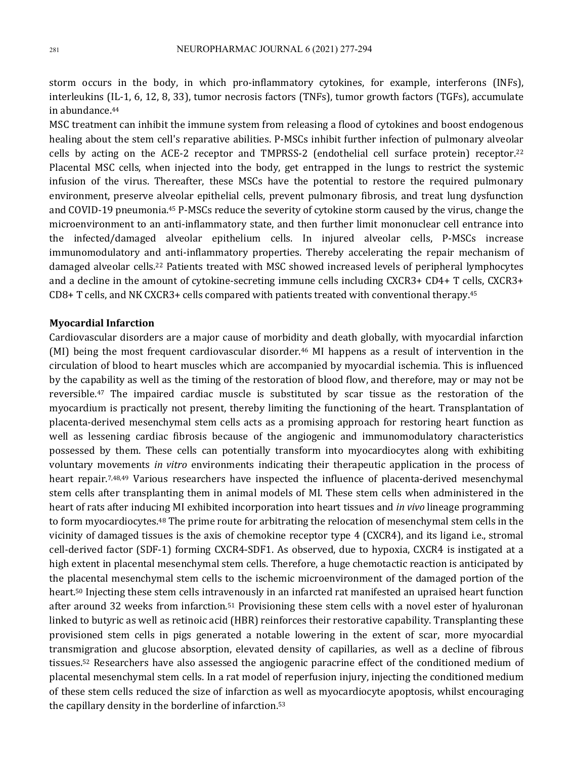storm occurs in the body, in which pro-inflammatory cytokines, for example, interferons (INFs), interleukins (IL-1, 6, 12, 8, 33), tumor necrosis factors (TNFs), tumor growth factors (TGFs), accumulate in abundance.[44]

MSC treatment can inhibit the immune system from releasing a flood of cytokines and boost endogenous healing about the stem cell's reparative abilities. P-MSCs inhibit further infection of pulmonary alveolar cells by acting on the ACE-2 receptor and TMPRSS-2 (endothelial cell surface protein) receptor.[22] Placental MSC cells, when injected into the body, get entrapped in the lungs to restrict the systemic infusion of the virus. Thereafter, these MSCs have the potential to restore the required pulmonary environment, preserve alveolar epithelial cells, prevent pulmonary fibrosis, and treat lung dysfunction and COVID-19 pneumonia.[45] P-MSCs reduce the severity of cytokine storm caused by the virus, change the microenvironment to an anti-inflammatory state, and then further limit mononuclear cell entrance into the infected/damaged alveolar epithelium cells. In injured alveolar cells, P-MSCs increase immunomodulatory and anti-inflammatory properties. Thereby accelerating the repair mechanism of damaged alveolar cells.[22] Patients treated with MSC showed increased levels of peripheral lymphocytes and a decline in the amount of cytokine-secreting immune cells including CXCR3+ CD4+ T cells, CXCR3+ CD8+ T cells, and NK CXCR3+ cells compared with patients treated with conventional therapy.[45]

**Myocardial Infarction**

Cardiovascular disorders are a major cause of morbidity and death globally, with myocardial infarction (MI) being the most frequent cardiovascular disorder.[46] MI happens as a result of intervention in the circulation of blood to heart muscles which are accompanied by myocardial ischemia. This is influenced by the capability as well as the timing of the restoration of blood flow, and therefore, may or may not be reversible.[47] The impaired cardiac muscle is substituted by scar tissue as the restoration of the myocardium is practically not present, thereby limiting the functioning of the heart. Transplantation of placenta-derived mesenchymal stem cells acts as a promising approach for restoring heart function as well as lessening cardiac fibrosis because of the angiogenic and immunomodulatory characteristics possessed by them. These cells can potentially transform into myocardiocytes along with exhibiting voluntary movements *in vitro* environments indicating their therapeutic application in the process of heart repair.[7,48,49] Various researchers have inspected the influence of placenta-derived mesenchymal stem cells after transplanting them in animal models of MI. These stem cells when administered in the heart of rats after inducing MI exhibited incorporation into heart tissues and *in vivo* lineage programming to form myocardiocytes.[48] The prime route for arbitrating the relocation of mesenchymal stem cells in the vicinity of damaged tissues is the axis of chemokine receptor type 4 (CXCR4), and its ligand i.e., stromal cell-derived factor (SDF-1) forming CXCR4-SDF1. As observed, due to hypoxia, CXCR4 is instigated at a high extent in placental mesenchymal stem cells. Therefore, a huge chemotactic reaction is anticipated by the placental mesenchymal stem cells to the ischemic microenvironment of the damaged portion of the heart.[50] Injecting these stem cells intravenously in an infarcted rat manifested an upraised heart function after around 32 weeks from infarction.[51] Provisioning these stem cells with a novel ester of hyaluronan linked to butyric as well as retinoic acid (HBR) reinforces their restorative capability. Transplanting these provisioned stem cells in pigs generated a notable lowering in the extent of scar, more myocardial transmigration and glucose absorption, elevated density of capillaries, as well as a decline of fibrous tissues.[52] Researchers have also assessed the angiogenic paracrine effect of the conditioned medium of placental mesenchymal stem cells. In a rat model of reperfusion injury, injecting the conditioned medium of these stem cells reduced the size of infarction as well as myocardiocyte apoptosis, whilst encouraging the capillary density in the borderline of infarction.[53]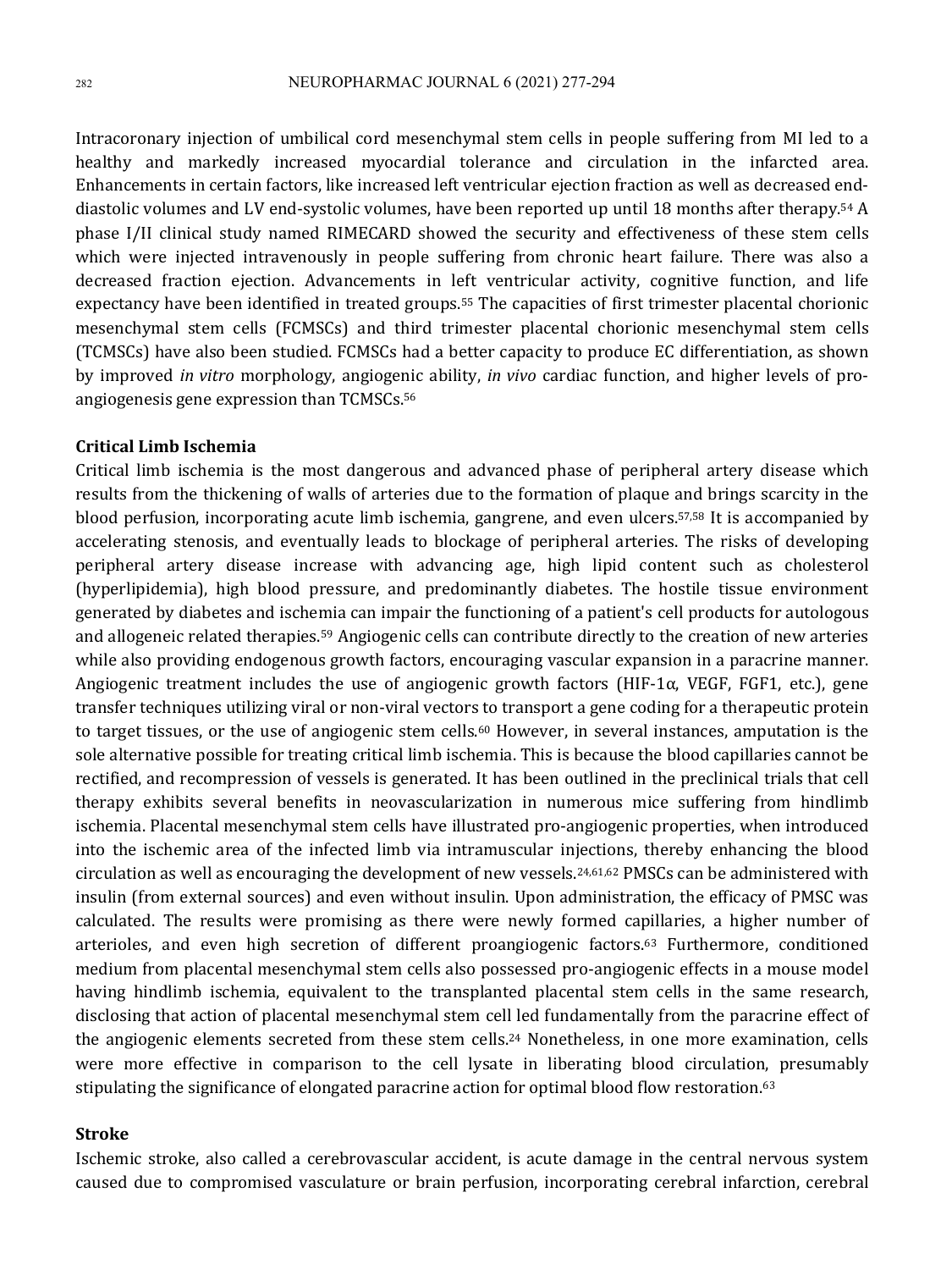Intracoronary injection of umbilical cord mesenchymal stem cells in people suffering from MI led to a healthy and markedly increased myocardial tolerance and circulation in the infarcted area. Enhancements in certain factors, like increased left ventricular ejection fraction as well as decreased end-diastolic volumes and LV end-systolic volumes, have been reported up until 18 months after therapy.[54] A phase I/II clinical study named RIMECARD showed the security and effectiveness of these stem cells which were injected intravenously in people suffering from chronic heart failure. There was also a decreased fraction ejection. Advancements in left ventricular activity, cognitive function, and life expectancy have been identified in treated groups.[55] The capacities of first trimester placental chorionic mesenchymal stem cells (FCMSCs) and third trimester placental chorionic mesenchymal stem cells (TCMSCs) have also been studied. FCMSCs had a better capacity to produce EC differentiation, as shown by improved *in vitro* morphology, angiogenic ability, *in vivo* cardiac function, and higher levels of pro-angiogenesis gene expression than TCMSCs.[56]

### Critical Limb Ischemia

Critical limb ischemia is the most dangerous and advanced phase of peripheral artery disease which results from the thickening of walls of arteries due to the formation of plaque and brings scarcity in the blood perfusion, incorporating acute limb ischemia, gangrene, and even ulcers.[57,58] It is accompanied by accelerating stenosis, and eventually leads to blockage of peripheral arteries. The risks of developing peripheral artery disease increase with advancing age, high lipid content such as cholesterol (hyperlipidemia), high blood pressure, and predominantly diabetes. The hostile tissue environment generated by diabetes and ischemia can impair the functioning of a patient's cell products for autologous and allogeneic related therapies.[59] Angiogenic cells can contribute directly to the creation of new arteries while also providing endogenous growth factors, encouraging vascular expansion in a paracrine manner. Angiogenic treatment includes the use of angiogenic growth factors (HIF-1α, VEGF, FGF1, etc.), gene transfer techniques utilizing viral or non-viral vectors to transport a gene coding for a therapeutic protein to target tissues, or the use of angiogenic stem cells.[60] However, in several instances, amputation is the sole alternative possible for treating critical limb ischemia. This is because the blood capillaries cannot be rectified, and recompression of vessels is generated. It has been outlined in the preclinical trials that cell therapy exhibits several benefits in neovascularization in numerous mice suffering from hindlimb ischemia. Placental mesenchymal stem cells have illustrated pro-angiogenic properties, when introduced into the ischemic area of the infected limb via intramuscular injections, thereby enhancing the blood circulation as well as encouraging the development of new vessels.[24,61,62] PMSCs can be administered with insulin (from external sources) and even without insulin. Upon administration, the efficacy of PMSC was calculated. The results were promising as there were newly formed capillaries, a higher number of arterioles, and even high secretion of different proangiogenic factors.[63] Furthermore, conditioned medium from placental mesenchymal stem cells also possessed pro-angiogenic effects in a mouse model having hindlimb ischemia, equivalent to the transplanted placental stem cells in the same research, disclosing that action of placental mesenchymal stem cell led fundamentally from the paracrine effect of the angiogenic elements secreted from these stem cells.[24] Nonetheless, in one more examination, cells were more effective in comparison to the cell lysate in liberating blood circulation, presumably stipulating the significance of elongated paracrine action for optimal blood flow restoration.[63]

### Stroke

Ischemic stroke, also called a cerebrovascular accident, is acute damage in the central nervous system caused due to compromised vasculature or brain perfusion, incorporating cerebral infarction, cerebral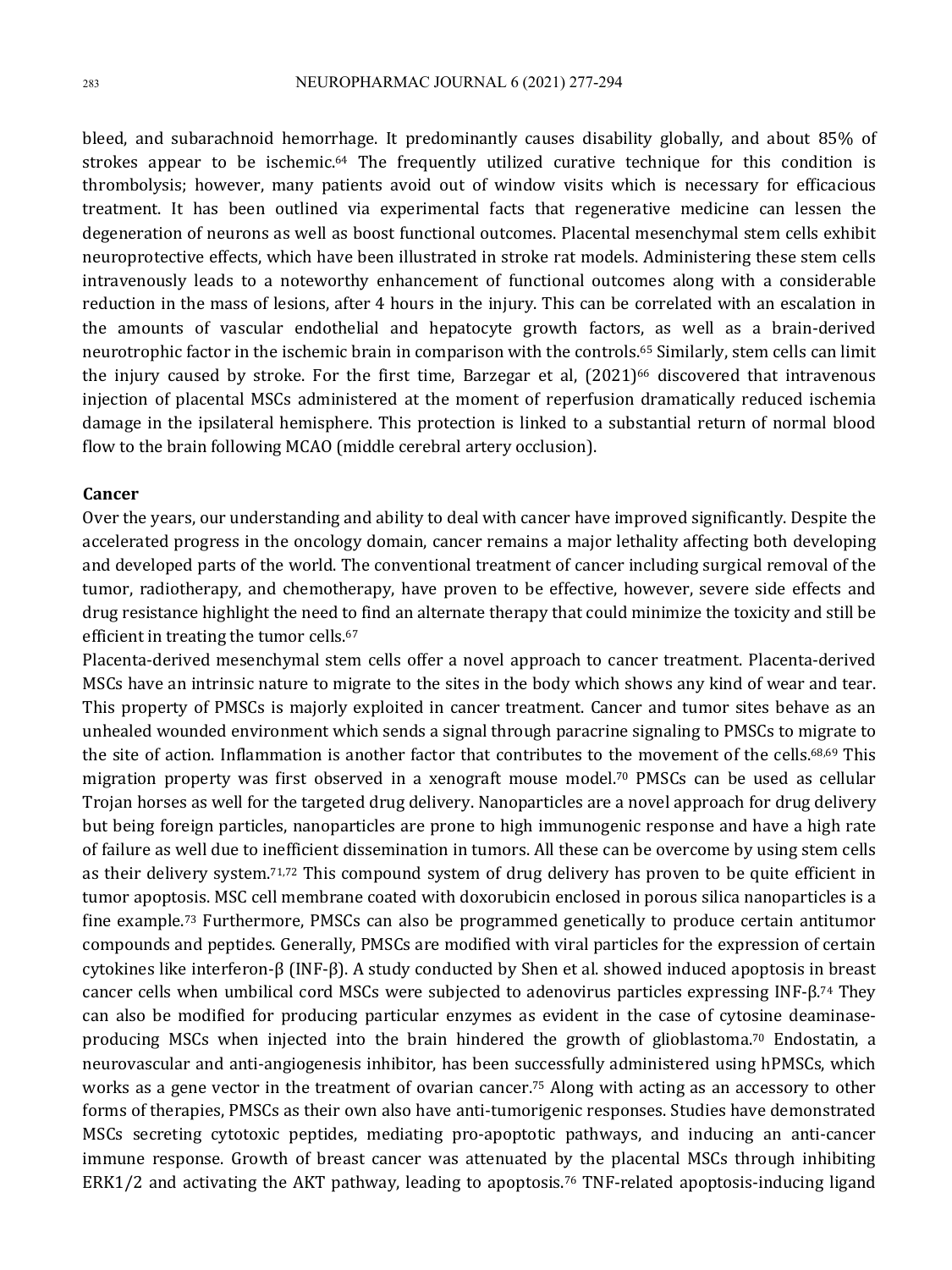bleed, and subarachnoid hemorrhage. It predominantly causes disability globally, and about 85% of strokes appear to be ischemic.[64] The frequently utilized curative technique for this condition is thrombolysis; however, many patients avoid out of window visits which is necessary for efficacious treatment. It has been outlined via experimental facts that regenerative medicine can lessen the degeneration of neurons as well as boost functional outcomes. Placental mesenchymal stem cells exhibit neuroprotective effects, which have been illustrated in stroke rat models. Administering these stem cells intravenously leads to a noteworthy enhancement of functional outcomes along with a considerable reduction in the mass of lesions, after 4 hours in the injury. This can be correlated with an escalation in the amounts of vascular endothelial and hepatocyte growth factors, as well as a brain-derived neurotrophic factor in the ischemic brain in comparison with the controls.[65] Similarly, stem cells can limit the injury caused by stroke. For the first time, Barzegar et al, (2021)[66] discovered that intravenous injection of placental MSCs administered at the moment of reperfusion dramatically reduced ischemia damage in the ipsilateral hemisphere. This protection is linked to a substantial return of normal blood flow to the brain following MCAO (middle cerebral artery occlusion).

**Cancer**

Over the years, our understanding and ability to deal with cancer have improved significantly. Despite the accelerated progress in the oncology domain, cancer remains a major lethality affecting both developing and developed parts of the world. The conventional treatment of cancer including surgical removal of the tumor, radiotherapy, and chemotherapy, have proven to be effective, however, severe side effects and drug resistance highlight the need to find an alternate therapy that could minimize the toxicity and still be efficient in treating the tumor cells.[67]

Placenta-derived mesenchymal stem cells offer a novel approach to cancer treatment. Placenta-derived MSCs have an intrinsic nature to migrate to the sites in the body which shows any kind of wear and tear. This property of PMSCs is majorly exploited in cancer treatment. Cancer and tumor sites behave as an unhealed wounded environment which sends a signal through paracrine signaling to PMSCs to migrate to the site of action. Inflammation is another factor that contributes to the movement of the cells.[68,69] This migration property was first observed in a xenograft mouse model.[70] PMSCs can be used as cellular Trojan horses as well for the targeted drug delivery. Nanoparticles are a novel approach for drug delivery but being foreign particles, nanoparticles are prone to high immunogenic response and have a high rate of failure as well due to inefficient dissemination in tumors. All these can be overcome by using stem cells as their delivery system.[71,72] This compound system of drug delivery has proven to be quite efficient in tumor apoptosis. MSC cell membrane coated with doxorubicin enclosed in porous silica nanoparticles is a fine example.[73] Furthermore, PMSCs can also be programmed genetically to produce certain antitumor compounds and peptides. Generally, PMSCs are modified with viral particles for the expression of certain cytokines like interferon-β (INF-β). A study conducted by Shen et al. showed induced apoptosis in breast cancer cells when umbilical cord MSCs were subjected to adenovirus particles expressing INF-β.[74] They can also be modified for producing particular enzymes as evident in the case of cytosine deaminase-producing MSCs when injected into the brain hindered the growth of glioblastoma.[70] Endostatin, a neurovascular and anti-angiogenesis inhibitor, has been successfully administered using hPMSCs, which works as a gene vector in the treatment of ovarian cancer.[75] Along with acting as an accessory to other forms of therapies, PMSCs as their own also have anti-tumorigenic responses. Studies have demonstrated MSCs secreting cytotoxic peptides, mediating pro-apoptotic pathways, and inducing an anti-cancer immune response. Growth of breast cancer was attenuated by the placental MSCs through inhibiting ERK1/2 and activating the AKT pathway, leading to apoptosis.[76] TNF-related apoptosis-inducing ligand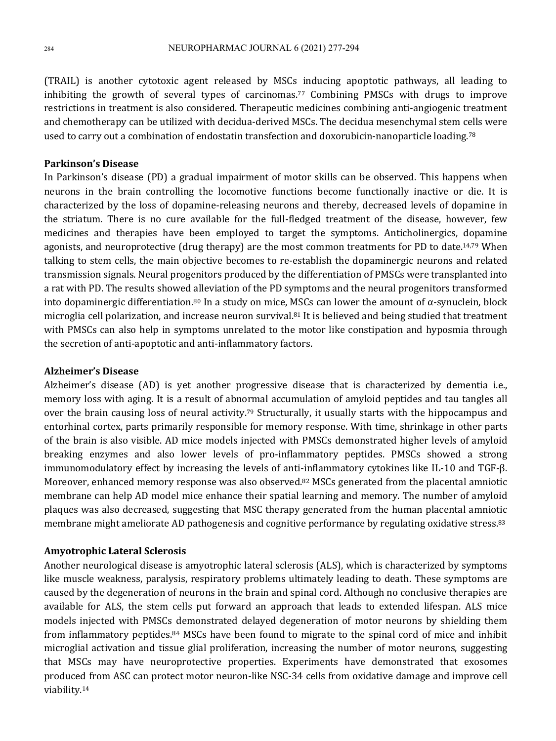(TRAIL) is another cytotoxic agent released by MSCs inducing apoptotic pathways, all leading to inhibiting the growth of several types of carcinomas.[77] Combining PMSCs with drugs to improve restrictions in treatment is also considered. Therapeutic medicines combining anti-angiogenic treatment and chemotherapy can be utilized with decidua-derived MSCs. The decidua mesenchymal stem cells were used to carry out a combination of endostatin transfection and doxorubicin-nanoparticle loading.[78]

### Parkinson's Disease

In Parkinson's disease (PD) a gradual impairment of motor skills can be observed. This happens when neurons in the brain controlling the locomotive functions become functionally inactive or die. It is characterized by the loss of dopamine-releasing neurons and thereby, decreased levels of dopamine in the striatum. There is no cure available for the full-fledged treatment of the disease, however, few medicines and therapies have been employed to target the symptoms. Anticholinergics, dopamine agonists, and neuroprotective (drug therapy) are the most common treatments for PD to date.[14,79] When talking to stem cells, the main objective becomes to re-establish the dopaminergic neurons and related transmission signals. Neural progenitors produced by the differentiation of PMSCs were transplanted into a rat with PD. The results showed alleviation of the PD symptoms and the neural progenitors transformed into dopaminergic differentiation.[80] In a study on mice, MSCs can lower the amount of α-synuclein, block microglia cell polarization, and increase neuron survival.[81] It is believed and being studied that treatment with PMSCs can also help in symptoms unrelated to the motor like constipation and hyposmia through the secretion of anti-apoptotic and anti-inflammatory factors.

### Alzheimer's Disease

Alzheimer's disease (AD) is yet another progressive disease that is characterized by dementia i.e., memory loss with aging. It is a result of abnormal accumulation of amyloid peptides and tau tangles all over the brain causing loss of neural activity.[79] Structurally, it usually starts with the hippocampus and entorhinal cortex, parts primarily responsible for memory response. With time, shrinkage in other parts of the brain is also visible. AD mice models injected with PMSCs demonstrated higher levels of amyloid breaking enzymes and also lower levels of pro-inflammatory peptides. PMSCs showed a strong immunomodulatory effect by increasing the levels of anti-inflammatory cytokines like IL-10 and TGF-β. Moreover, enhanced memory response was also observed.[82] MSCs generated from the placental amniotic membrane can help AD model mice enhance their spatial learning and memory. The number of amyloid plaques was also decreased, suggesting that MSC therapy generated from the human placental amniotic membrane might ameliorate AD pathogenesis and cognitive performance by regulating oxidative stress.[83]

### Amyotrophic Lateral Sclerosis

Another neurological disease is amyotrophic lateral sclerosis (ALS), which is characterized by symptoms like muscle weakness, paralysis, respiratory problems ultimately leading to death. These symptoms are caused by the degeneration of neurons in the brain and spinal cord. Although no conclusive therapies are available for ALS, the stem cells put forward an approach that leads to extended lifespan. ALS mice models injected with PMSCs demonstrated delayed degeneration of motor neurons by shielding them from inflammatory peptides.[84] MSCs have been found to migrate to the spinal cord of mice and inhibit microglial activation and tissue glial proliferation, increasing the number of motor neurons, suggesting that MSCs may have neuroprotective properties. Experiments have demonstrated that exosomes produced from ASC can protect motor neuron-like NSC-34 cells from oxidative damage and improve cell viability.[14]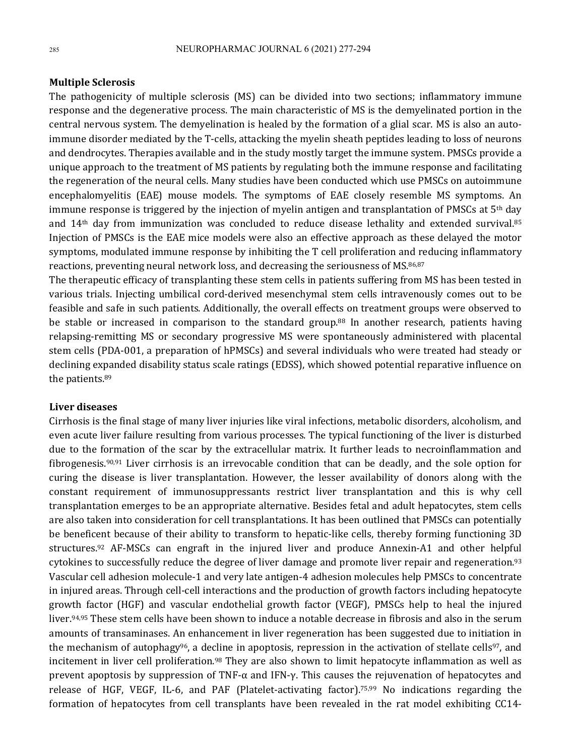**Multiple Sclerosis**

The pathogenicity of multiple sclerosis (MS) can be divided into two sections; inflammatory immune response and the degenerative process. The main characteristic of MS is the demyelinated portion in the central nervous system. The demyelination is healed by the formation of a glial scar. MS is also an auto-immune disorder mediated by the T-cells, attacking the myelin sheath peptides leading to loss of neurons and dendrocytes. Therapies available and in the study mostly target the immune system. PMSCs provide a unique approach to the treatment of MS patients by regulating both the immune response and facilitating the regeneration of the neural cells. Many studies have been conducted which use PMSCs on autoimmune encephalomyelitis (EAE) mouse models. The symptoms of EAE closely resemble MS symptoms. An immune response is triggered by the injection of myelin antigen and transplantation of PMSCs at 5th day and 14th day from immunization was concluded to reduce disease lethality and extended survival.[85] Injection of PMSCs is the EAE mice models were also an effective approach as these delayed the motor symptoms, modulated immune response by inhibiting the T cell proliferation and reducing inflammatory reactions, preventing neural network loss, and decreasing the seriousness of MS.[86,87]

The therapeutic efficacy of transplanting these stem cells in patients suffering from MS has been tested in various trials. Injecting umbilical cord-derived mesenchymal stem cells intravenously comes out to be feasible and safe in such patients. Additionally, the overall effects on treatment groups were observed to be stable or increased in comparison to the standard group.[88] In another research, patients having relapsing-remitting MS or secondary progressive MS were spontaneously administered with placental stem cells (PDA-001, a preparation of hPMSCs) and several individuals who were treated had steady or declining expanded disability status scale ratings (EDSS), which showed potential reparative influence on the patients.[89]

**Liver diseases**

Cirrhosis is the final stage of many liver injuries like viral infections, metabolic disorders, alcoholism, and even acute liver failure resulting from various processes. The typical functioning of the liver is disturbed due to the formation of the scar by the extracellular matrix. It further leads to necroinflammation and fibrogenesis.[90,91] Liver cirrhosis is an irrevocable condition that can be deadly, and the sole option for curing the disease is liver transplantation. However, the lesser availability of donors along with the constant requirement of immunosuppressants restrict liver transplantation and this is why cell transplantation emerges to be an appropriate alternative. Besides fetal and adult hepatocytes, stem cells are also taken into consideration for cell transplantations. It has been outlined that PMSCs can potentially be beneficent because of their ability to transform to hepatic-like cells, thereby forming functioning 3D structures.[92] AF-MSCs can engraft in the injured liver and produce Annexin-A1 and other helpful cytokines to successfully reduce the degree of liver damage and promote liver repair and regeneration.[93] Vascular cell adhesion molecule-1 and very late antigen-4 adhesion molecules help PMSCs to concentrate in injured areas. Through cell-cell interactions and the production of growth factors including hepatocyte growth factor (HGF) and vascular endothelial growth factor (VEGF), PMSCs help to heal the injured liver.[94,95] These stem cells have been shown to induce a notable decrease in fibrosis and also in the serum amounts of transaminases. An enhancement in liver regeneration has been suggested due to initiation in the mechanism of autophagy[96], a decline in apoptosis, repression in the activation of stellate cells[97], and incitement in liver cell proliferation.[98] They are also shown to limit hepatocyte inflammation as well as prevent apoptosis by suppression of TNF-α and IFN-γ. This causes the rejuvenation of hepatocytes and release of HGF, VEGF, IL-6, and PAF (Platelet-activating factor).[75,99] No indications regarding the formation of hepatocytes from cell transplants have been revealed in the rat model exhibiting CC14-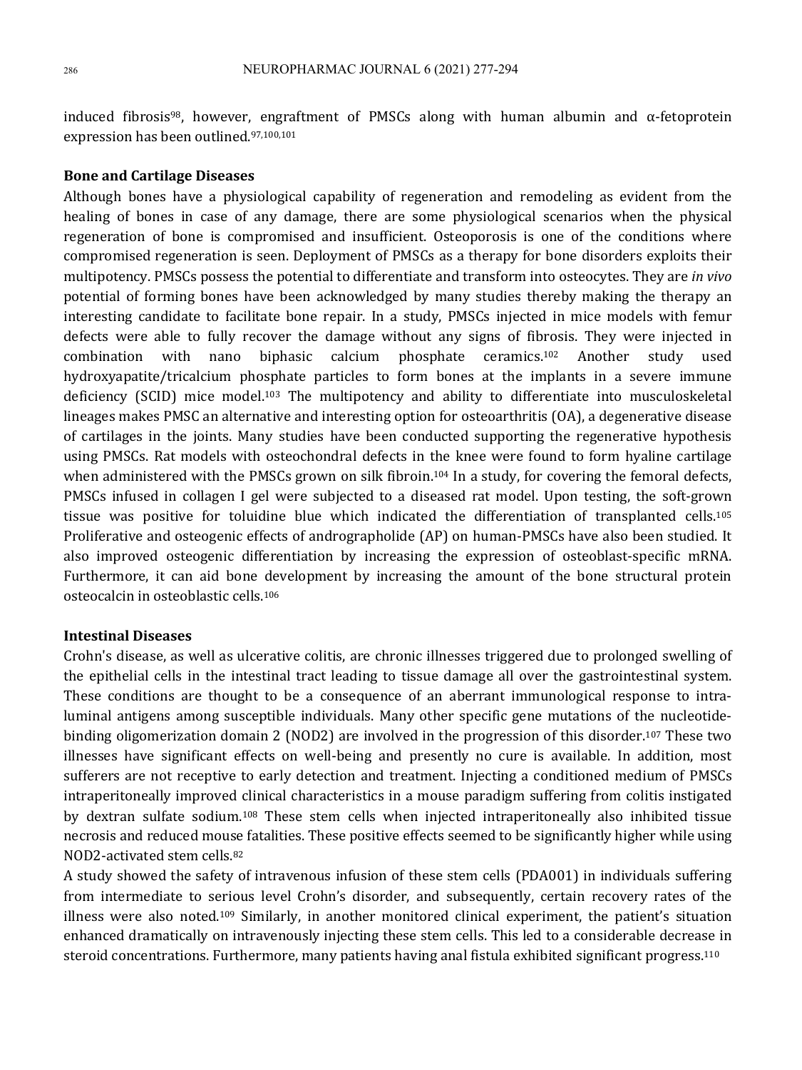induced fibrosis[98], however, engraftment of PMSCs along with human albumin and α-fetoprotein expression has been outlined.[97,100,101]

## Bone and Cartilage Diseases

Although bones have a physiological capability of regeneration and remodeling as evident from the healing of bones in case of any damage, there are some physiological scenarios when the physical regeneration of bone is compromised and insufficient. Osteoporosis is one of the conditions where compromised regeneration is seen. Deployment of PMSCs as a therapy for bone disorders exploits their multipotency. PMSCs possess the potential to differentiate and transform into osteocytes. They are *in vivo* potential of forming bones have been acknowledged by many studies thereby making the therapy an interesting candidate to facilitate bone repair. In a study, PMSCs injected in mice models with femur defects were able to fully recover the damage without any signs of fibrosis. They were injected in combination with nano biphasic calcium phosphate ceramics.[102] Another study used hydroxyapatite/tricalcium phosphate particles to form bones at the implants in a severe immune deficiency (SCID) mice model.[103] The multipotency and ability to differentiate into musculoskeletal lineages makes PMSC an alternative and interesting option for osteoarthritis (OA), a degenerative disease of cartilages in the joints. Many studies have been conducted supporting the regenerative hypothesis using PMSCs. Rat models with osteochondral defects in the knee were found to form hyaline cartilage when administered with the PMSCs grown on silk fibroin.[104] In a study, for covering the femoral defects, PMSCs infused in collagen I gel were subjected to a diseased rat model. Upon testing, the soft-grown tissue was positive for toluidine blue which indicated the differentiation of transplanted cells.[105] Proliferative and osteogenic effects of andrographolide (AP) on human-PMSCs have also been studied. It also improved osteogenic differentiation by increasing the expression of osteoblast-specific mRNA. Furthermore, it can aid bone development by increasing the amount of the bone structural protein osteocalcin in osteoblastic cells.[106]

## Intestinal Diseases

Crohn's disease, as well as ulcerative colitis, are chronic illnesses triggered due to prolonged swelling of the epithelial cells in the intestinal tract leading to tissue damage all over the gastrointestinal system. These conditions are thought to be a consequence of an aberrant immunological response to intra-luminal antigens among susceptible individuals. Many other specific gene mutations of the nucleotide-binding oligomerization domain 2 (NOD2) are involved in the progression of this disorder.[107] These two illnesses have significant effects on well-being and presently no cure is available. In addition, most sufferers are not receptive to early detection and treatment. Injecting a conditioned medium of PMSCs intraperitoneally improved clinical characteristics in a mouse paradigm suffering from colitis instigated by dextran sulfate sodium.[108] These stem cells when injected intraperitoneally also inhibited tissue necrosis and reduced mouse fatalities. These positive effects seemed to be significantly higher while using NOD2-activated stem cells.[82]

A study showed the safety of intravenous infusion of these stem cells (PDA001) in individuals suffering from intermediate to serious level Crohn's disorder, and subsequently, certain recovery rates of the illness were also noted.[109] Similarly, in another monitored clinical experiment, the patient's situation enhanced dramatically on intravenously injecting these stem cells. This led to a considerable decrease in steroid concentrations. Furthermore, many patients having anal fistula exhibited significant progress.[110]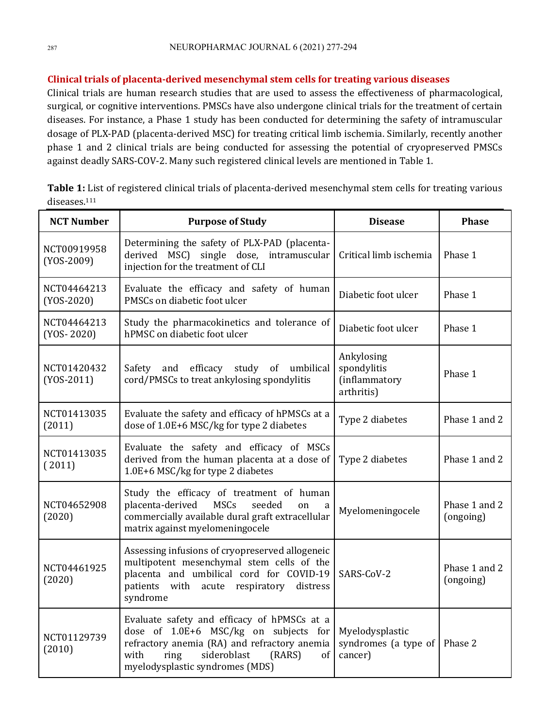## Clinical trials of placenta-derived mesenchymal stem cells for treating various diseases

Clinical trials are human research studies that are used to assess the effectiveness of pharmacological, surgical, or cognitive interventions. PMSCs have also undergone clinical trials for the treatment of certain diseases. For instance, a Phase 1 study has been conducted for determining the safety of intramuscular dosage of PLX-PAD (placenta-derived MSC) for treating critical limb ischemia. Similarly, recently another phase 1 and 2 clinical trials are being conducted for assessing the potential of cryopreserved PMSCs against deadly SARS-COV-2. Many such registered clinical levels are mentioned in Table 1.

**Table 1:** List of registered clinical trials of placenta-derived mesenchymal stem cells for treating various diseases.[111]

| NCT Number | Purpose of Study | Disease | Phase |
|---|---|---|---|
| NCT00919958 (YOS-2009) | Determining the safety of PLX-PAD (placenta-derived MSC) single dose, intramuscular injection for the treatment of CLI | Critical limb ischemia | Phase 1 |
| NCT04464213 (YOS-2020) | Evaluate the efficacy and safety of human PMSCs on diabetic foot ulcer | Diabetic foot ulcer | Phase 1 |
| NCT04464213 (YOS- 2020) | Study the pharmacokinetics and tolerance of hPMSC on diabetic foot ulcer | Diabetic foot ulcer | Phase 1 |
| NCT01420432 (YOS-2011) | Safety and efficacy study of umbilical cord/PMSCs to treat ankylosing spondylitis | Ankylosing spondylitis (inflammatory arthritis) | Phase 1 |
| NCT01413035 (2011) | Evaluate the safety and efficacy of hPMSCs at a dose of 1.0E+6 MSC/kg for type 2 diabetes | Type 2 diabetes | Phase 1 and 2 |
| NCT01413035 ( 2011) | Evaluate the safety and efficacy of MSCs derived from the human placenta at a dose of 1.0E+6 MSC/kg for type 2 diabetes | Type 2 diabetes | Phase 1 and 2 |
| NCT04652908 (2020) | Study the efficacy of treatment of human placenta-derived MSCs seeded on a commercially available dural graft extracellular matrix against myelomeningocele | Myelomeningocele | Phase 1 and 2 (ongoing) |
| NCT04461925 (2020) | Assessing infusions of cryopreserved allogeneic multipotent mesenchymal stem cells of the placenta and umbilical cord for COVID-19 patients with acute respiratory distress syndrome | SARS-CoV-2 | Phase 1 and 2 (ongoing) |
| NCT01129739 (2010) | Evaluate safety and efficacy of hPMSCs at a dose of 1.0E+6 MSC/kg on subjects for refractory anemia (RA) and refractory anemia with ring sideroblast (RARS) of myelodysplastic syndromes (MDS) | Myelodysplastic syndromes (a type of cancer) | Phase 2 |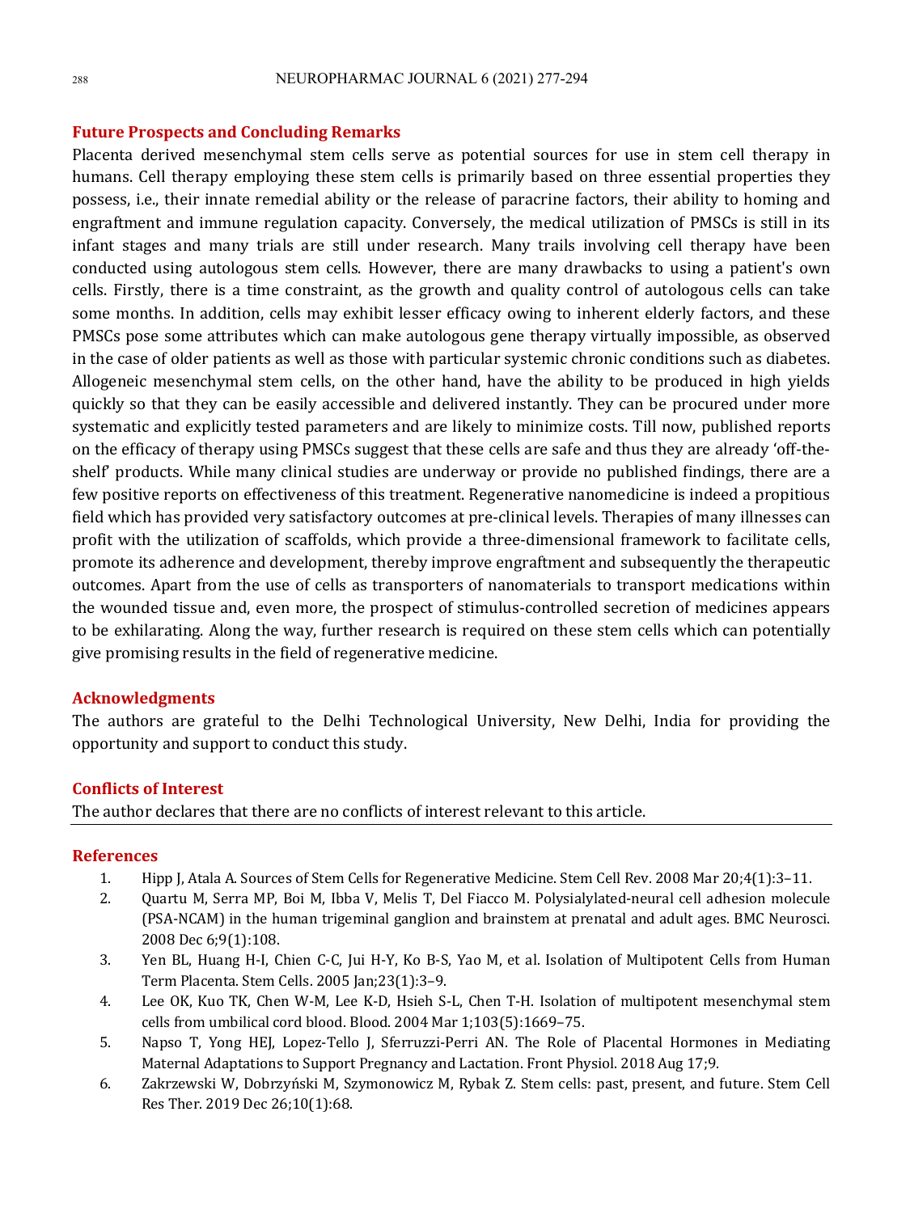## Future Prospects and Concluding Remarks

Placenta derived mesenchymal stem cells serve as potential sources for use in stem cell therapy in humans. Cell therapy employing these stem cells is primarily based on three essential properties they possess, i.e., their innate remedial ability or the release of paracrine factors, their ability to homing and engraftment and immune regulation capacity. Conversely, the medical utilization of PMSCs is still in its infant stages and many trials are still under research. Many trails involving cell therapy have been conducted using autologous stem cells. However, there are many drawbacks to using a patient's own cells. Firstly, there is a time constraint, as the growth and quality control of autologous cells can take some months. In addition, cells may exhibit lesser efficacy owing to inherent elderly factors, and these PMSCs pose some attributes which can make autologous gene therapy virtually impossible, as observed in the case of older patients as well as those with particular systemic chronic conditions such as diabetes. Allogeneic mesenchymal stem cells, on the other hand, have the ability to be produced in high yields quickly so that they can be easily accessible and delivered instantly. They can be procured under more systematic and explicitly tested parameters and are likely to minimize costs. Till now, published reports on the efficacy of therapy using PMSCs suggest that these cells are safe and thus they are already 'off-the-shelf' products. While many clinical studies are underway or provide no published findings, there are a few positive reports on effectiveness of this treatment. Regenerative nanomedicine is indeed a propitious field which has provided very satisfactory outcomes at pre-clinical levels. Therapies of many illnesses can profit with the utilization of scaffolds, which provide a three-dimensional framework to facilitate cells, promote its adherence and development, thereby improve engraftment and subsequently the therapeutic outcomes. Apart from the use of cells as transporters of nanomaterials to transport medications within the wounded tissue and, even more, the prospect of stimulus-controlled secretion of medicines appears to be exhilarating. Along the way, further research is required on these stem cells which can potentially give promising results in the field of regenerative medicine.

## Acknowledgments

The authors are grateful to the Delhi Technological University, New Delhi, India for providing the opportunity and support to conduct this study.

## Conflicts of Interest

The author declares that there are no conflicts of interest relevant to this article.

## References

1. Hipp J, Atala A. Sources of Stem Cells for Regenerative Medicine. Stem Cell Rev. 2008 Mar 20;4(1):3–11.
2. Quartu M, Serra MP, Boi M, Ibba V, Melis T, Del Fiacco M. Polysialylated-neural cell adhesion molecule (PSA-NCAM) in the human trigeminal ganglion and brainstem at prenatal and adult ages. BMC Neurosci. 2008 Dec 6;9(1):108.
3. Yen BL, Huang H-I, Chien C-C, Jui H-Y, Ko B-S, Yao M, et al. Isolation of Multipotent Cells from Human Term Placenta. Stem Cells. 2005 Jan;23(1):3–9.
4. Lee OK, Kuo TK, Chen W-M, Lee K-D, Hsieh S-L, Chen T-H. Isolation of multipotent mesenchymal stem cells from umbilical cord blood. Blood. 2004 Mar 1;103(5):1669–75.
5. Napso T, Yong HEJ, Lopez-Tello J, Sferruzzi-Perri AN. The Role of Placental Hormones in Mediating Maternal Adaptations to Support Pregnancy and Lactation. Front Physiol. 2018 Aug 17;9.
6. Zakrzewski W, Dobrzyński M, Szymonowicz M, Rybak Z. Stem cells: past, present, and future. Stem Cell Res Ther. 2019 Dec 26;10(1):68.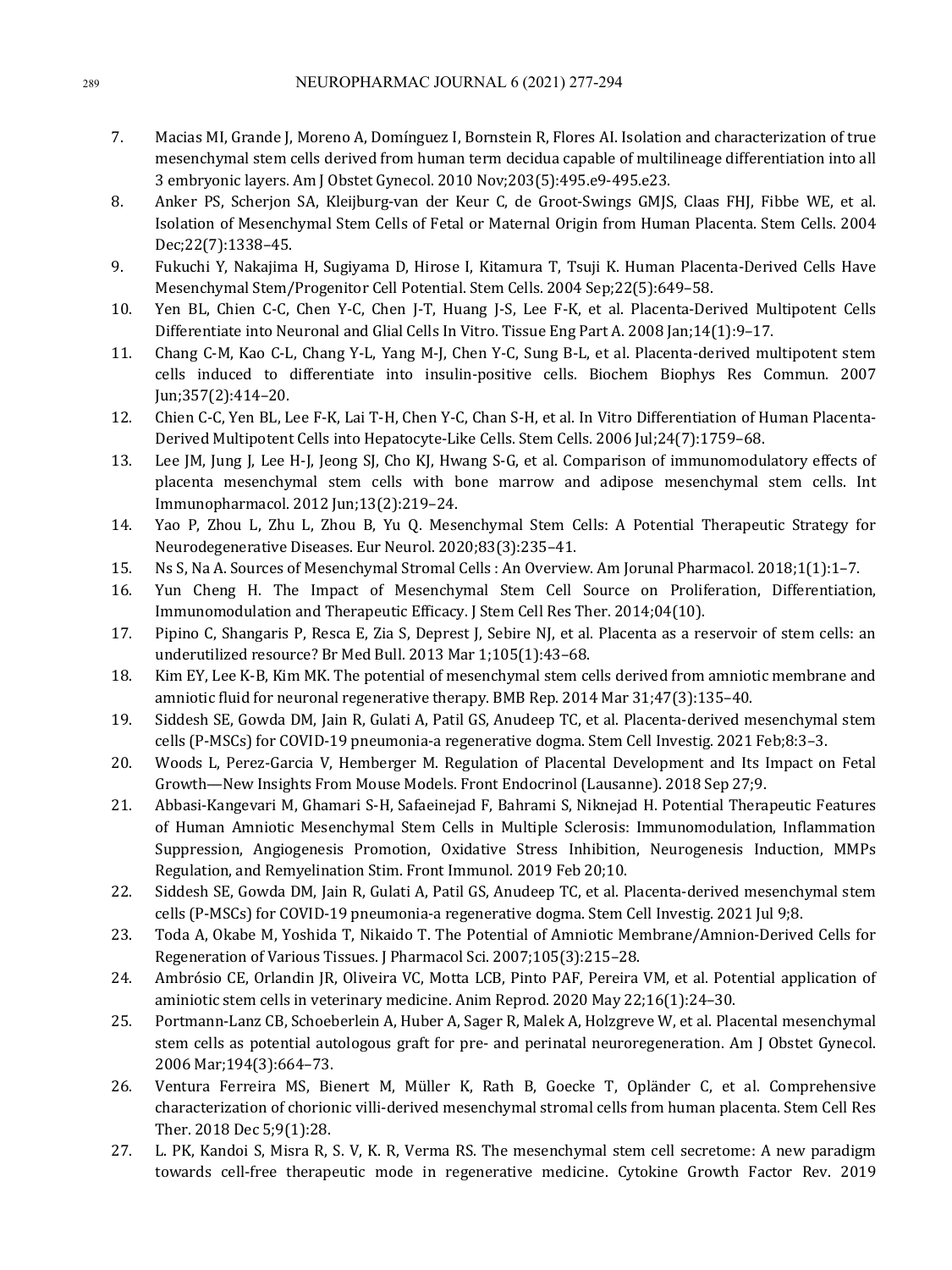7. Macias MI, Grande J, Moreno A, Domínguez I, Bornstein R, Flores AI. Isolation and characterization of true mesenchymal stem cells derived from human term decidua capable of multilineage differentiation into all 3 embryonic layers. Am J Obstet Gynecol. 2010 Nov;203(5):495.e9-495.e23.
8. Anker PS, Scherjon SA, Kleijburg-van der Keur C, de Groot-Swings GMJS, Claas FHJ, Fibbe WE, et al. Isolation of Mesenchymal Stem Cells of Fetal or Maternal Origin from Human Placenta. Stem Cells. 2004 Dec;22(7):1338–45.
9. Fukuchi Y, Nakajima H, Sugiyama D, Hirose I, Kitamura T, Tsuji K. Human Placenta-Derived Cells Have Mesenchymal Stem/Progenitor Cell Potential. Stem Cells. 2004 Sep;22(5):649–58.
10. Yen BL, Chien C-C, Chen Y-C, Chen J-T, Huang J-S, Lee F-K, et al. Placenta-Derived Multipotent Cells Differentiate into Neuronal and Glial Cells In Vitro. Tissue Eng Part A. 2008 Jan;14(1):9–17.
11. Chang C-M, Kao C-L, Chang Y-L, Yang M-J, Chen Y-C, Sung B-L, et al. Placenta-derived multipotent stem cells induced to differentiate into insulin-positive cells. Biochem Biophys Res Commun. 2007 Jun;357(2):414–20.
12. Chien C-C, Yen BL, Lee F-K, Lai T-H, Chen Y-C, Chan S-H, et al. In Vitro Differentiation of Human Placenta-Derived Multipotent Cells into Hepatocyte-Like Cells. Stem Cells. 2006 Jul;24(7):1759–68.
13. Lee JM, Jung J, Lee H-J, Jeong SJ, Cho KJ, Hwang S-G, et al. Comparison of immunomodulatory effects of placenta mesenchymal stem cells with bone marrow and adipose mesenchymal stem cells. Int Immunopharmacol. 2012 Jun;13(2):219–24.
14. Yao P, Zhou L, Zhu L, Zhou B, Yu Q. Mesenchymal Stem Cells: A Potential Therapeutic Strategy for Neurodegenerative Diseases. Eur Neurol. 2020;83(3):235–41.
15. Ns S, Na A. Sources of Mesenchymal Stromal Cells : An Overview. Am Jorunal Pharmacol. 2018;1(1):1–7.
16. Yun Cheng H. The Impact of Mesenchymal Stem Cell Source on Proliferation, Differentiation, Immunomodulation and Therapeutic Efficacy. J Stem Cell Res Ther. 2014;04(10).
17. Pipino C, Shangaris P, Resca E, Zia S, Deprest J, Sebire NJ, et al. Placenta as a reservoir of stem cells: an underutilized resource? Br Med Bull. 2013 Mar 1;105(1):43–68.
18. Kim EY, Lee K-B, Kim MK. The potential of mesenchymal stem cells derived from amniotic membrane and amniotic fluid for neuronal regenerative therapy. BMB Rep. 2014 Mar 31;47(3):135–40.
19. Siddesh SE, Gowda DM, Jain R, Gulati A, Patil GS, Anudeep TC, et al. Placenta-derived mesenchymal stem cells (P-MSCs) for COVID-19 pneumonia-a regenerative dogma. Stem Cell Investig. 2021 Feb;8:3–3.
20. Woods L, Perez-Garcia V, Hemberger M. Regulation of Placental Development and Its Impact on Fetal Growth—New Insights From Mouse Models. Front Endocrinol (Lausanne). 2018 Sep 27;9.
21. Abbasi-Kangevari M, Ghamari S-H, Safaeinejad F, Bahrami S, Niknejad H. Potential Therapeutic Features of Human Amniotic Mesenchymal Stem Cells in Multiple Sclerosis: Immunomodulation, Inflammation Suppression, Angiogenesis Promotion, Oxidative Stress Inhibition, Neurogenesis Induction, MMPs Regulation, and Remyelination Stim. Front Immunol. 2019 Feb 20;10.
22. Siddesh SE, Gowda DM, Jain R, Gulati A, Patil GS, Anudeep TC, et al. Placenta-derived mesenchymal stem cells (P-MSCs) for COVID-19 pneumonia-a regenerative dogma. Stem Cell Investig. 2021 Jul 9;8.
23. Toda A, Okabe M, Yoshida T, Nikaido T. The Potential of Amniotic Membrane/Amnion-Derived Cells for Regeneration of Various Tissues. J Pharmacol Sci. 2007;105(3):215–28.
24. Ambrósio CE, Orlandin JR, Oliveira VC, Motta LCB, Pinto PAF, Pereira VM, et al. Potential application of aminiotic stem cells in veterinary medicine. Anim Reprod. 2020 May 22;16(1):24–30.
25. Portmann-Lanz CB, Schoeberlein A, Huber A, Sager R, Malek A, Holzgreve W, et al. Placental mesenchymal stem cells as potential autologous graft for pre- and perinatal neuroregeneration. Am J Obstet Gynecol. 2006 Mar;194(3):664–73.
26. Ventura Ferreira MS, Bienert M, Müller K, Rath B, Goecke T, Opländer C, et al. Comprehensive characterization of chorionic villi-derived mesenchymal stromal cells from human placenta. Stem Cell Res Ther. 2018 Dec 5;9(1):28.
27. L. PK, Kandoi S, Misra R, S. V, K. R, Verma RS. The mesenchymal stem cell secretome: A new paradigm towards cell-free therapeutic mode in regenerative medicine. Cytokine Growth Factor Rev. 2019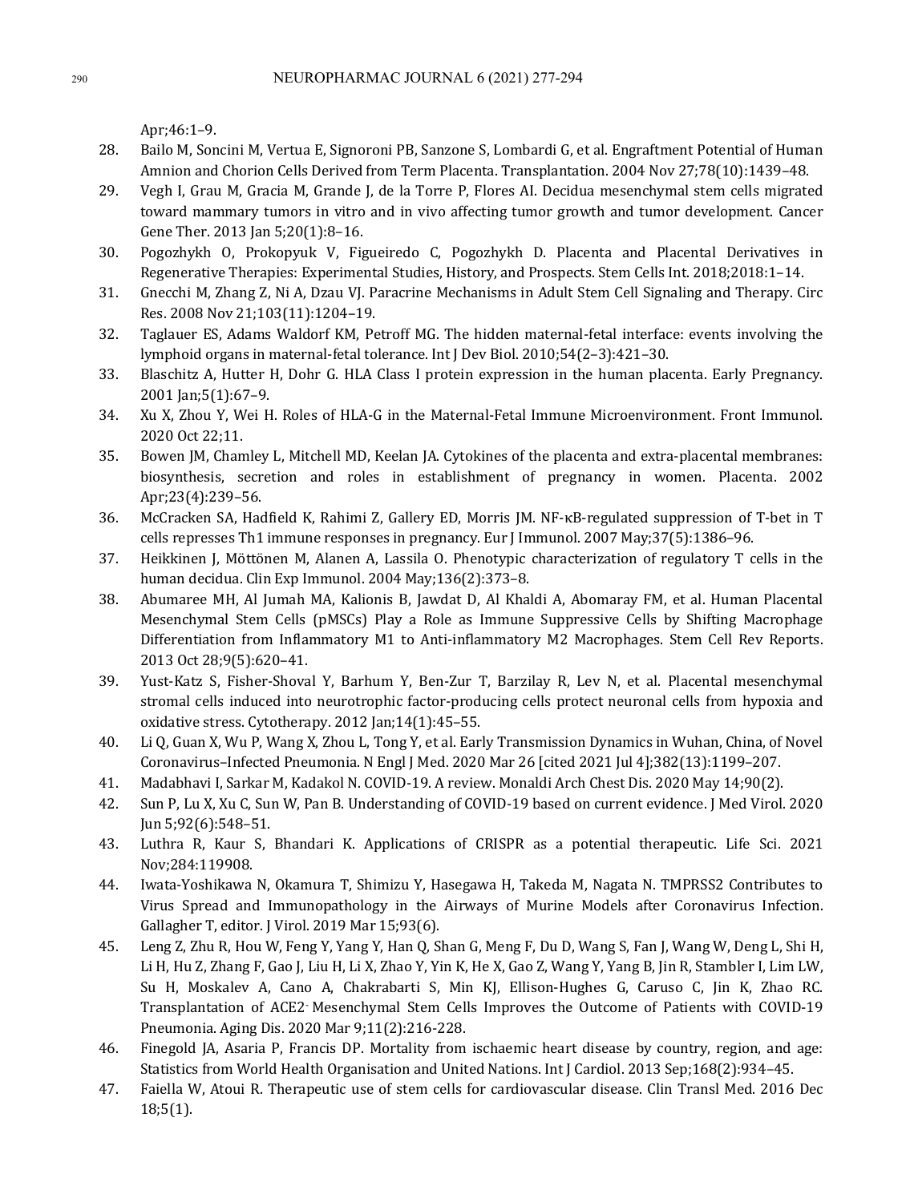Apr;46:1–9.

28. Bailo M, Soncini M, Vertua E, Signoroni PB, Sanzone S, Lombardi G, et al. Engraftment Potential of Human Amnion and Chorion Cells Derived from Term Placenta. Transplantation. 2004 Nov 27;78(10):1439–48.
29. Vegh I, Grau M, Gracia M, Grande J, de la Torre P, Flores AI. Decidua mesenchymal stem cells migrated toward mammary tumors in vitro and in vivo affecting tumor growth and tumor development. Cancer Gene Ther. 2013 Jan 5;20(1):8–16.
30. Pogozhykh O, Prokopyuk V, Figueiredo C, Pogozhykh D. Placenta and Placental Derivatives in Regenerative Therapies: Experimental Studies, History, and Prospects. Stem Cells Int. 2018;2018:1–14.
31. Gnecchi M, Zhang Z, Ni A, Dzau VJ. Paracrine Mechanisms in Adult Stem Cell Signaling and Therapy. Circ Res. 2008 Nov 21;103(11):1204–19.
32. Taglauer ES, Adams Waldorf KM, Petroff MG. The hidden maternal-fetal interface: events involving the lymphoid organs in maternal-fetal tolerance. Int J Dev Biol. 2010;54(2–3):421–30.
33. Blaschitz A, Hutter H, Dohr G. HLA Class I protein expression in the human placenta. Early Pregnancy. 2001 Jan;5(1):67–9.
34. Xu X, Zhou Y, Wei H. Roles of HLA-G in the Maternal-Fetal Immune Microenvironment. Front Immunol. 2020 Oct 22;11.
35. Bowen JM, Chamley L, Mitchell MD, Keelan JA. Cytokines of the placenta and extra-placental membranes: biosynthesis, secretion and roles in establishment of pregnancy in women. Placenta. 2002 Apr;23(4):239–56.
36. McCracken SA, Hadfield K, Rahimi Z, Gallery ED, Morris JM. NF-κB-regulated suppression of T-bet in T cells represses Th1 immune responses in pregnancy. Eur J Immunol. 2007 May;37(5):1386–96.
37. Heikkinen J, Möttönen M, Alanen A, Lassila O. Phenotypic characterization of regulatory T cells in the human decidua. Clin Exp Immunol. 2004 May;136(2):373–8.
38. Abumaree MH, Al Jumah MA, Kalionis B, Jawdat D, Al Khaldi A, Abomaray FM, et al. Human Placental Mesenchymal Stem Cells (pMSCs) Play a Role as Immune Suppressive Cells by Shifting Macrophage Differentiation from Inflammatory M1 to Anti-inflammatory M2 Macrophages. Stem Cell Rev Reports. 2013 Oct 28;9(5):620–41.
39. Yust-Katz S, Fisher-Shoval Y, Barhum Y, Ben-Zur T, Barzilay R, Lev N, et al. Placental mesenchymal stromal cells induced into neurotrophic factor-producing cells protect neuronal cells from hypoxia and oxidative stress. Cytotherapy. 2012 Jan;14(1):45–55.
40. Li Q, Guan X, Wu P, Wang X, Zhou L, Tong Y, et al. Early Transmission Dynamics in Wuhan, China, of Novel Coronavirus–Infected Pneumonia. N Engl J Med. 2020 Mar 26 [cited 2021 Jul 4];382(13):1199–207.
41. Madabhavi I, Sarkar M, Kadakol N. COVID-19. A review. Monaldi Arch Chest Dis. 2020 May 14;90(2).
42. Sun P, Lu X, Xu C, Sun W, Pan B. Understanding of COVID-19 based on current evidence. J Med Virol. 2020 Jun 5;92(6):548–51.
43. Luthra R, Kaur S, Bhandari K. Applications of CRISPR as a potential therapeutic. Life Sci. 2021 Nov;284:119908.
44. Iwata-Yoshikawa N, Okamura T, Shimizu Y, Hasegawa H, Takeda M, Nagata N. TMPRSS2 Contributes to Virus Spread and Immunopathology in the Airways of Murine Models after Coronavirus Infection. Gallagher T, editor. J Virol. 2019 Mar 15;93(6).
45. Leng Z, Zhu R, Hou W, Feng Y, Yang Y, Han Q, Shan G, Meng F, Du D, Wang S, Fan J, Wang W, Deng L, Shi H, Li H, Hu Z, Zhang F, Gao J, Liu H, Li X, Zhao Y, Yin K, He X, Gao Z, Wang Y, Yang B, Jin R, Stambler I, Lim LW, Su H, Moskalev A, Cano A, Chakrabarti S, Min KJ, Ellison-Hughes G, Caruso C, Jin K, Zhao RC. Transplantation of $ACE2^{-}$ Mesenchymal Stem Cells Improves the Outcome of Patients with COVID-19 Pneumonia. Aging Dis. 2020 Mar 9;11(2):216-228.
46. Finegold JA, Asaria P, Francis DP. Mortality from ischaemic heart disease by country, region, and age: Statistics from World Health Organisation and United Nations. Int J Cardiol. 2013 Sep;168(2):934–45.
47. Faiella W, Atoui R. Therapeutic use of stem cells for cardiovascular disease. Clin Transl Med. 2016 Dec 18;5(1).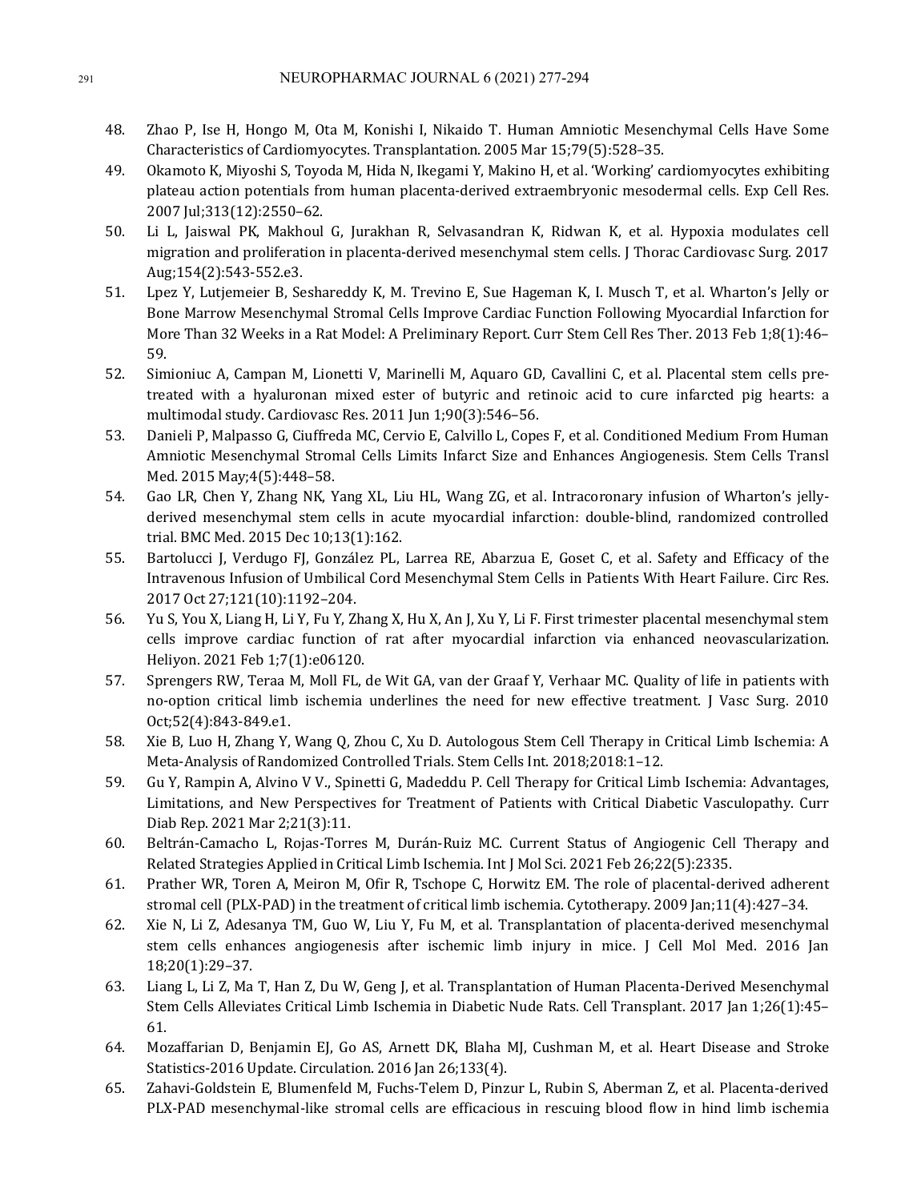48. Zhao P, Ise H, Hongo M, Ota M, Konishi I, Nikaido T. Human Amniotic Mesenchymal Cells Have Some Characteristics of Cardiomyocytes. Transplantation. 2005 Mar 15;79(5):528–35.
49. Okamoto K, Miyoshi S, Toyoda M, Hida N, Ikegami Y, Makino H, et al. 'Working' cardiomyocytes exhibiting plateau action potentials from human placenta-derived extraembryonic mesodermal cells. Exp Cell Res. 2007 Jul;313(12):2550–62.
50. Li L, Jaiswal PK, Makhoul G, Jurakhan R, Selvasandran K, Ridwan K, et al. Hypoxia modulates cell migration and proliferation in placenta-derived mesenchymal stem cells. J Thorac Cardiovasc Surg. 2017 Aug;154(2):543-552.e3.
51. Lpez Y, Lutjemeier B, Seshareddy K, M. Trevino E, Sue Hageman K, I. Musch T, et al. Wharton's Jelly or Bone Marrow Mesenchymal Stromal Cells Improve Cardiac Function Following Myocardial Infarction for More Than 32 Weeks in a Rat Model: A Preliminary Report. Curr Stem Cell Res Ther. 2013 Feb 1;8(1):46–59.
52. Simioniuc A, Campan M, Lionetti V, Marinelli M, Aquaro GD, Cavallini C, et al. Placental stem cells pre-treated with a hyaluronan mixed ester of butyric and retinoic acid to cure infarcted pig hearts: a multimodal study. Cardiovasc Res. 2011 Jun 1;90(3):546–56.
53. Danieli P, Malpasso G, Ciuffreda MC, Cervio E, Calvillo L, Copes F, et al. Conditioned Medium From Human Amniotic Mesenchymal Stromal Cells Limits Infarct Size and Enhances Angiogenesis. Stem Cells Transl Med. 2015 May;4(5):448–58.
54. Gao LR, Chen Y, Zhang NK, Yang XL, Liu HL, Wang ZG, et al. Intracoronary infusion of Wharton's jelly-derived mesenchymal stem cells in acute myocardial infarction: double-blind, randomized controlled trial. BMC Med. 2015 Dec 10;13(1):162.
55. Bartolucci J, Verdugo FJ, González PL, Larrea RE, Abarzua E, Goset C, et al. Safety and Efficacy of the Intravenous Infusion of Umbilical Cord Mesenchymal Stem Cells in Patients With Heart Failure. Circ Res. 2017 Oct 27;121(10):1192–204.
56. Yu S, You X, Liang H, Li Y, Fu Y, Zhang X, Hu X, An J, Xu Y, Li F. First trimester placental mesenchymal stem cells improve cardiac function of rat after myocardial infarction via enhanced neovascularization. Heliyon. 2021 Feb 1;7(1):e06120.
57. Sprengers RW, Teraa M, Moll FL, de Wit GA, van der Graaf Y, Verhaar MC. Quality of life in patients with no-option critical limb ischemia underlines the need for new effective treatment. J Vasc Surg. 2010 Oct;52(4):843-849.e1.
58. Xie B, Luo H, Zhang Y, Wang Q, Zhou C, Xu D. Autologous Stem Cell Therapy in Critical Limb Ischemia: A Meta-Analysis of Randomized Controlled Trials. Stem Cells Int. 2018;2018:1–12.
59. Gu Y, Rampin A, Alvino V V., Spinetti G, Madeddu P. Cell Therapy for Critical Limb Ischemia: Advantages, Limitations, and New Perspectives for Treatment of Patients with Critical Diabetic Vasculopathy. Curr Diab Rep. 2021 Mar 2;21(3):11.
60. Beltrán-Camacho L, Rojas-Torres M, Durán-Ruiz MC. Current Status of Angiogenic Cell Therapy and Related Strategies Applied in Critical Limb Ischemia. Int J Mol Sci. 2021 Feb 26;22(5):2335.
61. Prather WR, Toren A, Meiron M, Ofir R, Tschope C, Horwitz EM. The role of placental-derived adherent stromal cell (PLX-PAD) in the treatment of critical limb ischemia. Cytotherapy. 2009 Jan;11(4):427–34.
62. Xie N, Li Z, Adesanya TM, Guo W, Liu Y, Fu M, et al. Transplantation of placenta-derived mesenchymal stem cells enhances angiogenesis after ischemic limb injury in mice. J Cell Mol Med. 2016 Jan 18;20(1):29–37.
63. Liang L, Li Z, Ma T, Han Z, Du W, Geng J, et al. Transplantation of Human Placenta-Derived Mesenchymal Stem Cells Alleviates Critical Limb Ischemia in Diabetic Nude Rats. Cell Transplant. 2017 Jan 1;26(1):45–61.
64. Mozaffarian D, Benjamin EJ, Go AS, Arnett DK, Blaha MJ, Cushman M, et al. Heart Disease and Stroke Statistics-2016 Update. Circulation. 2016 Jan 26;133(4).
65. Zahavi-Goldstein E, Blumenfeld M, Fuchs-Telem D, Pinzur L, Rubin S, Aberman Z, et al. Placenta-derived PLX-PAD mesenchymal-like stromal cells are efficacious in rescuing blood flow in hind limb ischemia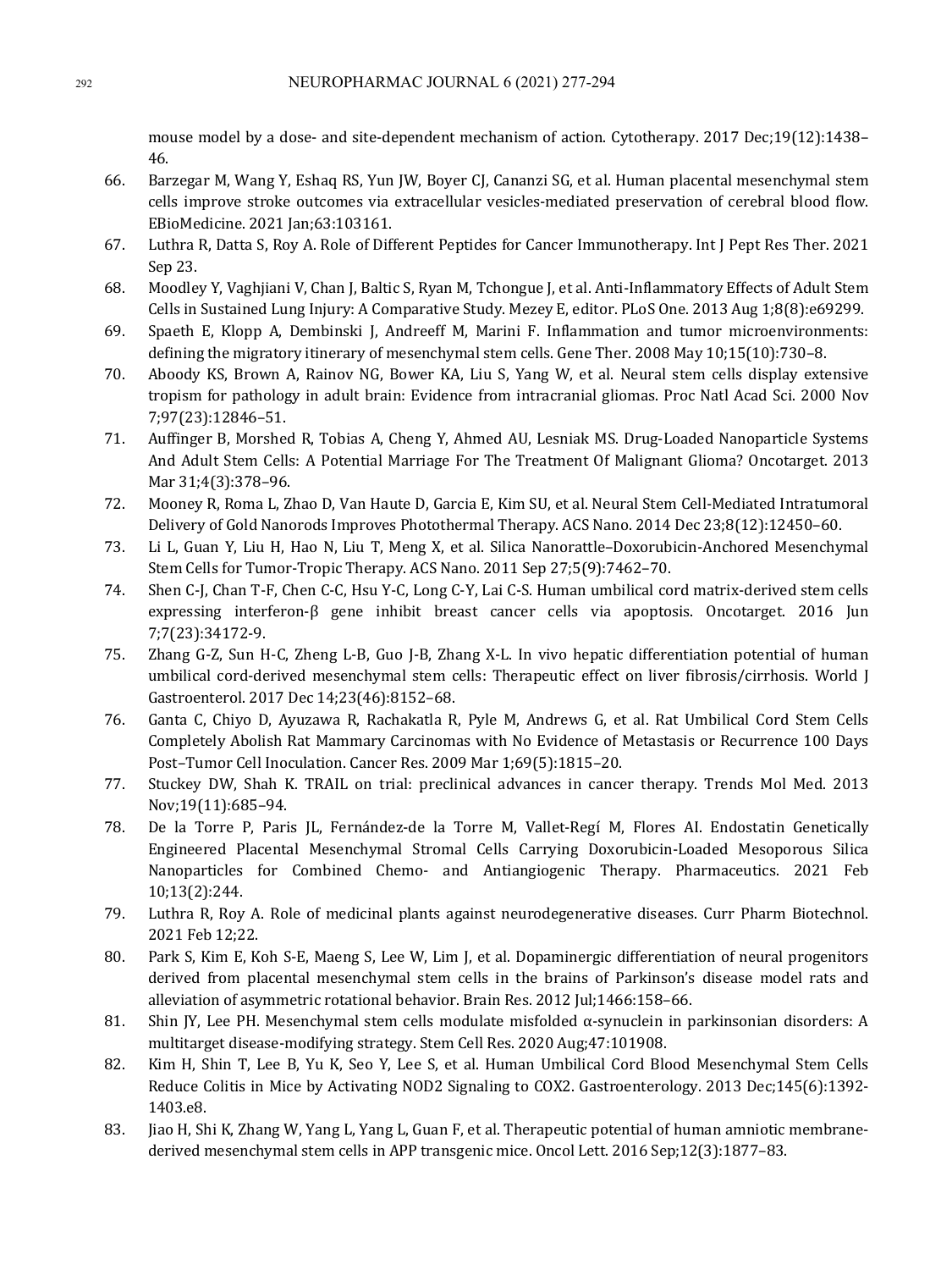mouse model by a dose- and site-dependent mechanism of action. Cytotherapy. 2017 Dec;19(12):1438–46.

66. Barzegar M, Wang Y, Eshaq RS, Yun JW, Boyer CJ, Cananzi SG, et al. Human placental mesenchymal stem cells improve stroke outcomes via extracellular vesicles-mediated preservation of cerebral blood flow. EBioMedicine. 2021 Jan;63:103161.
67. Luthra R, Datta S, Roy A. Role of Different Peptides for Cancer Immunotherapy. Int J Pept Res Ther. 2021 Sep 23.
68. Moodley Y, Vaghjiani V, Chan J, Baltic S, Ryan M, Tchongue J, et al. Anti-Inflammatory Effects of Adult Stem Cells in Sustained Lung Injury: A Comparative Study. Mezey E, editor. PLoS One. 2013 Aug 1;8(8):e69299.
69. Spaeth E, Klopp A, Dembinski J, Andreeff M, Marini F. Inflammation and tumor microenvironments: defining the migratory itinerary of mesenchymal stem cells. Gene Ther. 2008 May 10;15(10):730–8.
70. Aboody KS, Brown A, Rainov NG, Bower KA, Liu S, Yang W, et al. Neural stem cells display extensive tropism for pathology in adult brain: Evidence from intracranial gliomas. Proc Natl Acad Sci. 2000 Nov 7;97(23):12846–51.
71. Auffinger B, Morshed R, Tobias A, Cheng Y, Ahmed AU, Lesniak MS. Drug-Loaded Nanoparticle Systems And Adult Stem Cells: A Potential Marriage For The Treatment Of Malignant Glioma? Oncotarget. 2013 Mar 31;4(3):378–96.
72. Mooney R, Roma L, Zhao D, Van Haute D, Garcia E, Kim SU, et al. Neural Stem Cell-Mediated Intratumoral Delivery of Gold Nanorods Improves Photothermal Therapy. ACS Nano. 2014 Dec 23;8(12):12450–60.
73. Li L, Guan Y, Liu H, Hao N, Liu T, Meng X, et al. Silica Nanorattle–Doxorubicin-Anchored Mesenchymal Stem Cells for Tumor-Tropic Therapy. ACS Nano. 2011 Sep 27;5(9):7462–70.
74. Shen C-J, Chan T-F, Chen C-C, Hsu Y-C, Long C-Y, Lai C-S. Human umbilical cord matrix-derived stem cells expressing interferon-β gene inhibit breast cancer cells via apoptosis. Oncotarget. 2016 Jun 7;7(23):34172-9.
75. Zhang G-Z, Sun H-C, Zheng L-B, Guo J-B, Zhang X-L. In vivo hepatic differentiation potential of human umbilical cord-derived mesenchymal stem cells: Therapeutic effect on liver fibrosis/cirrhosis. World J Gastroenterol. 2017 Dec 14;23(46):8152–68.
76. Ganta C, Chiyo D, Ayuzawa R, Rachakatla R, Pyle M, Andrews G, et al. Rat Umbilical Cord Stem Cells Completely Abolish Rat Mammary Carcinomas with No Evidence of Metastasis or Recurrence 100 Days Post–Tumor Cell Inoculation. Cancer Res. 2009 Mar 1;69(5):1815–20.
77. Stuckey DW, Shah K. TRAIL on trial: preclinical advances in cancer therapy. Trends Mol Med. 2013 Nov;19(11):685–94.
78. De la Torre P, Paris JL, Fernández-de la Torre M, Vallet-Regí M, Flores AI. Endostatin Genetically Engineered Placental Mesenchymal Stromal Cells Carrying Doxorubicin-Loaded Mesoporous Silica Nanoparticles for Combined Chemo- and Antiangiogenic Therapy. Pharmaceutics. 2021 Feb 10;13(2):244.
79. Luthra R, Roy A. Role of medicinal plants against neurodegenerative diseases. Curr Pharm Biotechnol. 2021 Feb 12;22.
80. Park S, Kim E, Koh S-E, Maeng S, Lee W, Lim J, et al. Dopaminergic differentiation of neural progenitors derived from placental mesenchymal stem cells in the brains of Parkinson's disease model rats and alleviation of asymmetric rotational behavior. Brain Res. 2012 Jul;1466:158–66.
81. Shin JY, Lee PH. Mesenchymal stem cells modulate misfolded α-synuclein in parkinsonian disorders: A multitarget disease-modifying strategy. Stem Cell Res. 2020 Aug;47:101908.
82. Kim H, Shin T, Lee B, Yu K, Seo Y, Lee S, et al. Human Umbilical Cord Blood Mesenchymal Stem Cells Reduce Colitis in Mice by Activating NOD2 Signaling to COX2. Gastroenterology. 2013 Dec;145(6):1392-1403.e8.
83. Jiao H, Shi K, Zhang W, Yang L, Yang L, Guan F, et al. Therapeutic potential of human amniotic membrane-derived mesenchymal stem cells in APP transgenic mice. Oncol Lett. 2016 Sep;12(3):1877–83.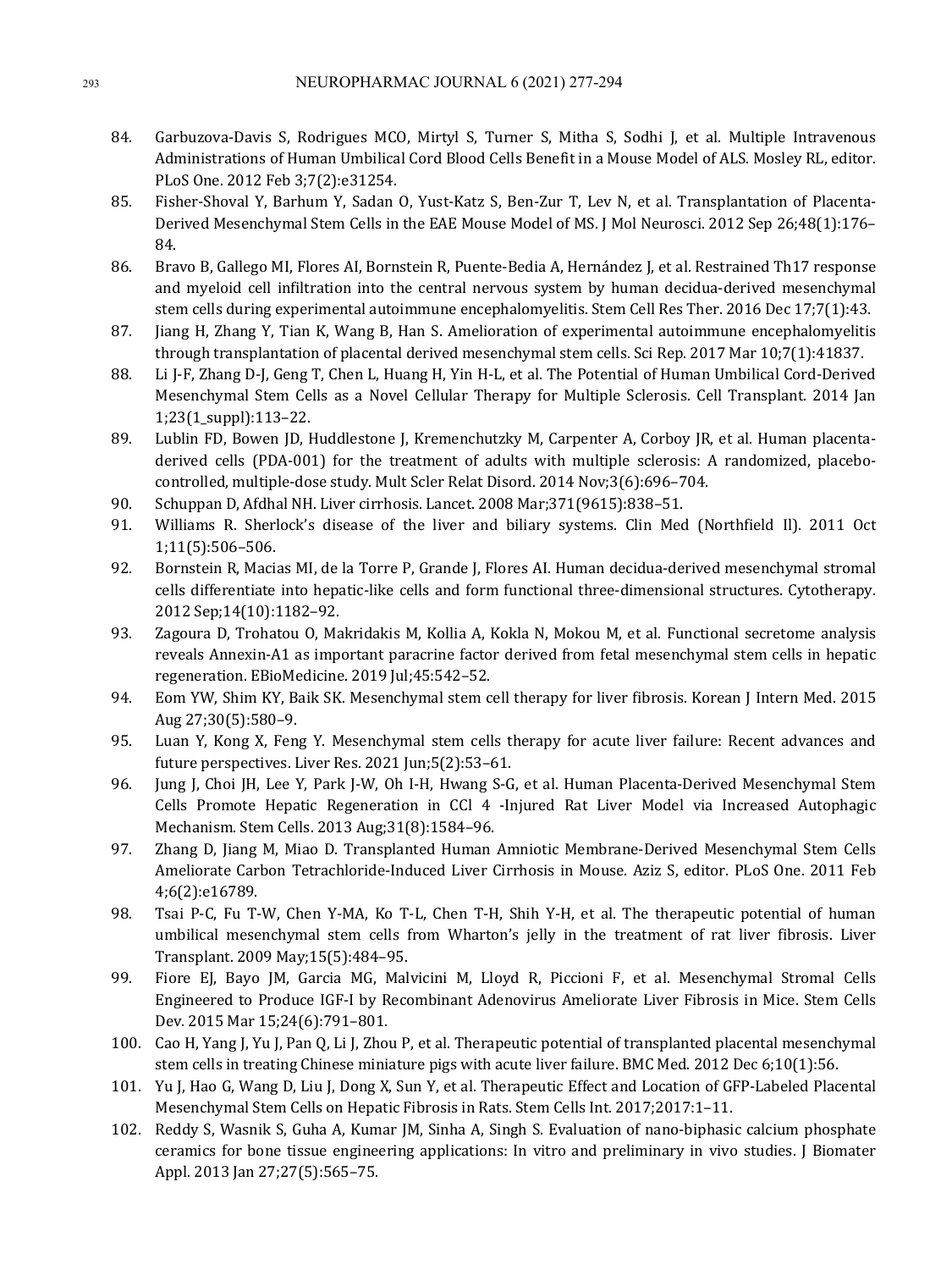84. Garbuzova-Davis S, Rodrigues MCO, Mirtyl S, Turner S, Mitha S, Sodhi J, et al. Multiple Intravenous Administrations of Human Umbilical Cord Blood Cells Benefit in a Mouse Model of ALS. Mosley RL, editor. PLoS One. 2012 Feb 3;7(2):e31254.
85. Fisher-Shoval Y, Barhum Y, Sadan O, Yust-Katz S, Ben-Zur T, Lev N, et al. Transplantation of Placenta-Derived Mesenchymal Stem Cells in the EAE Mouse Model of MS. J Mol Neurosci. 2012 Sep 26;48(1):176–84.
86. Bravo B, Gallego MI, Flores AI, Bornstein R, Puente-Bedia A, Hernández J, et al. Restrained Th17 response and myeloid cell infiltration into the central nervous system by human decidua-derived mesenchymal stem cells during experimental autoimmune encephalomyelitis. Stem Cell Res Ther. 2016 Dec 17;7(1):43.
87. Jiang H, Zhang Y, Tian K, Wang B, Han S. Amelioration of experimental autoimmune encephalomyelitis through transplantation of placental derived mesenchymal stem cells. Sci Rep. 2017 Mar 10;7(1):41837.
88. Li J-F, Zhang D-J, Geng T, Chen L, Huang H, Yin H-L, et al. The Potential of Human Umbilical Cord-Derived Mesenchymal Stem Cells as a Novel Cellular Therapy for Multiple Sclerosis. Cell Transplant. 2014 Jan 1;23(1_suppl):113–22.
89. Lublin FD, Bowen JD, Huddlestone J, Kremenchutzky M, Carpenter A, Corboy JR, et al. Human placenta-derived cells (PDA-001) for the treatment of adults with multiple sclerosis: A randomized, placebo-controlled, multiple-dose study. Mult Scler Relat Disord. 2014 Nov;3(6):696–704.
90. Schuppan D, Afdhal NH. Liver cirrhosis. Lancet. 2008 Mar;371(9615):838–51.
91. Williams R. Sherlock's disease of the liver and biliary systems. Clin Med (Northfield Il). 2011 Oct 1;11(5):506–506.
92. Bornstein R, Macias MI, de la Torre P, Grande J, Flores AI. Human decidua-derived mesenchymal stromal cells differentiate into hepatic-like cells and form functional three-dimensional structures. Cytotherapy. 2012 Sep;14(10):1182–92.
93. Zagoura D, Trohatou O, Makridakis M, Kollia A, Kokla N, Mokou M, et al. Functional secretome analysis reveals Annexin-A1 as important paracrine factor derived from fetal mesenchymal stem cells in hepatic regeneration. EBioMedicine. 2019 Jul;45:542–52.
94. Eom YW, Shim KY, Baik SK. Mesenchymal stem cell therapy for liver fibrosis. Korean J Intern Med. 2015 Aug 27;30(5):580–9.
95. Luan Y, Kong X, Feng Y. Mesenchymal stem cells therapy for acute liver failure: Recent advances and future perspectives. Liver Res. 2021 Jun;5(2):53–61.
96. Jung J, Choi JH, Lee Y, Park J-W, Oh I-H, Hwang S-G, et al. Human Placenta-Derived Mesenchymal Stem Cells Promote Hepatic Regeneration in CCl 4 -Injured Rat Liver Model via Increased Autophagic Mechanism. Stem Cells. 2013 Aug;31(8):1584–96.
97. Zhang D, Jiang M, Miao D. Transplanted Human Amniotic Membrane-Derived Mesenchymal Stem Cells Ameliorate Carbon Tetrachloride-Induced Liver Cirrhosis in Mouse. Aziz S, editor. PLoS One. 2011 Feb 4;6(2):e16789.
98. Tsai P-C, Fu T-W, Chen Y-MA, Ko T-L, Chen T-H, Shih Y-H, et al. The therapeutic potential of human umbilical mesenchymal stem cells from Wharton's jelly in the treatment of rat liver fibrosis. Liver Transplant. 2009 May;15(5):484–95.
99. Fiore EJ, Bayo JM, Garcia MG, Malvicini M, Lloyd R, Piccioni F, et al. Mesenchymal Stromal Cells Engineered to Produce IGF-I by Recombinant Adenovirus Ameliorate Liver Fibrosis in Mice. Stem Cells Dev. 2015 Mar 15;24(6):791–801.
100. Cao H, Yang J, Yu J, Pan Q, Li J, Zhou P, et al. Therapeutic potential of transplanted placental mesenchymal stem cells in treating Chinese miniature pigs with acute liver failure. BMC Med. 2012 Dec 6;10(1):56.
101. Yu J, Hao G, Wang D, Liu J, Dong X, Sun Y, et al. Therapeutic Effect and Location of GFP-Labeled Placental Mesenchymal Stem Cells on Hepatic Fibrosis in Rats. Stem Cells Int. 2017;2017:1–11.
102. Reddy S, Wasnik S, Guha A, Kumar JM, Sinha A, Singh S. Evaluation of nano-biphasic calcium phosphate ceramics for bone tissue engineering applications: In vitro and preliminary in vivo studies. J Biomater Appl. 2013 Jan 27;27(5):565–75.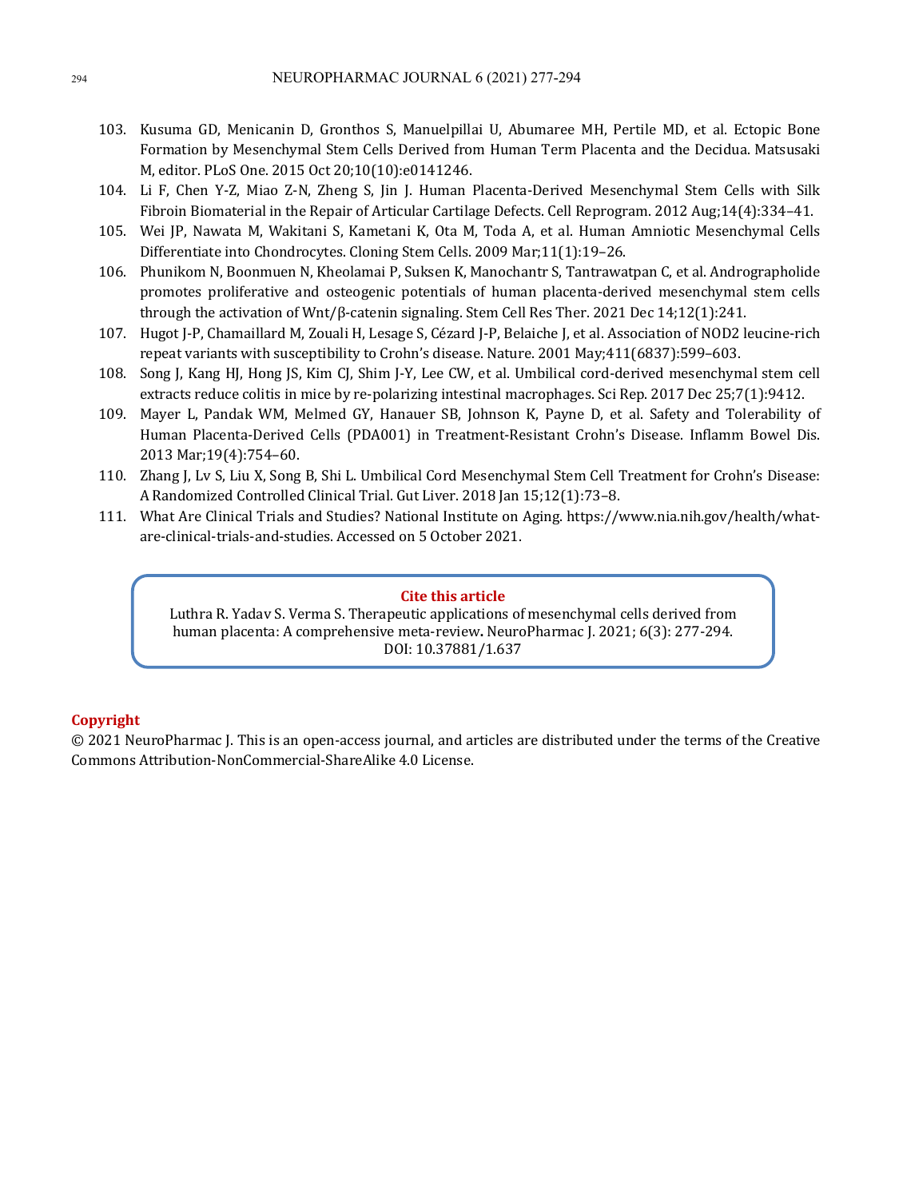103. Kusuma GD, Menicanin D, Gronthos S, Manuelpillai U, Abumaree MH, Pertile MD, et al. Ectopic Bone Formation by Mesenchymal Stem Cells Derived from Human Term Placenta and the Decidua. Matsusaki M, editor. PLoS One. 2015 Oct 20;10(10):e0141246.
104. Li F, Chen Y-Z, Miao Z-N, Zheng S, Jin J. Human Placenta-Derived Mesenchymal Stem Cells with Silk Fibroin Biomaterial in the Repair of Articular Cartilage Defects. Cell Reprogram. 2012 Aug;14(4):334–41.
105. Wei JP, Nawata M, Wakitani S, Kametani K, Ota M, Toda A, et al. Human Amniotic Mesenchymal Cells Differentiate into Chondrocytes. Cloning Stem Cells. 2009 Mar;11(1):19–26.
106. Phunikom N, Boonmuen N, Kheolamai P, Suksen K, Manochantr S, Tantrawatpan C, et al. Andrographolide promotes proliferative and osteogenic potentials of human placenta-derived mesenchymal stem cells through the activation of Wnt/β-catenin signaling. Stem Cell Res Ther. 2021 Dec 14;12(1):241.
107. Hugot J-P, Chamaillard M, Zouali H, Lesage S, Cézard J-P, Belaiche J, et al. Association of NOD2 leucine-rich repeat variants with susceptibility to Crohn's disease. Nature. 2001 May;411(6837):599–603.
108. Song J, Kang HJ, Hong JS, Kim CJ, Shim J-Y, Lee CW, et al. Umbilical cord-derived mesenchymal stem cell extracts reduce colitis in mice by re-polarizing intestinal macrophages. Sci Rep. 2017 Dec 25;7(1):9412.
109. Mayer L, Pandak WM, Melmed GY, Hanauer SB, Johnson K, Payne D, et al. Safety and Tolerability of Human Placenta-Derived Cells (PDA001) in Treatment-Resistant Crohn's Disease. Inflamm Bowel Dis. 2013 Mar;19(4):754–60.
110. Zhang J, Lv S, Liu X, Song B, Shi L. Umbilical Cord Mesenchymal Stem Cell Treatment for Crohn's Disease: A Randomized Controlled Clinical Trial. Gut Liver. 2018 Jan 15;12(1):73–8.
111. What Are Clinical Trials and Studies? National Institute on Aging. https://www.nia.nih.gov/health/what-are-clinical-trials-and-studies. Accessed on 5 October 2021.

**Cite this article**

Luthra R. Yadav S. Verma S. Therapeutic applications of mesenchymal cells derived from human placenta: A comprehensive meta-review**.** NeuroPharmac J. 2021; 6(3): 277-294. DOI: 10.37881/1.637

**Copyright**

© 2021 NeuroPharmac J. This is an open-access journal, and articles are distributed under the terms of the Creative Commons Attribution-NonCommercial-ShareAlike 4.0 License.